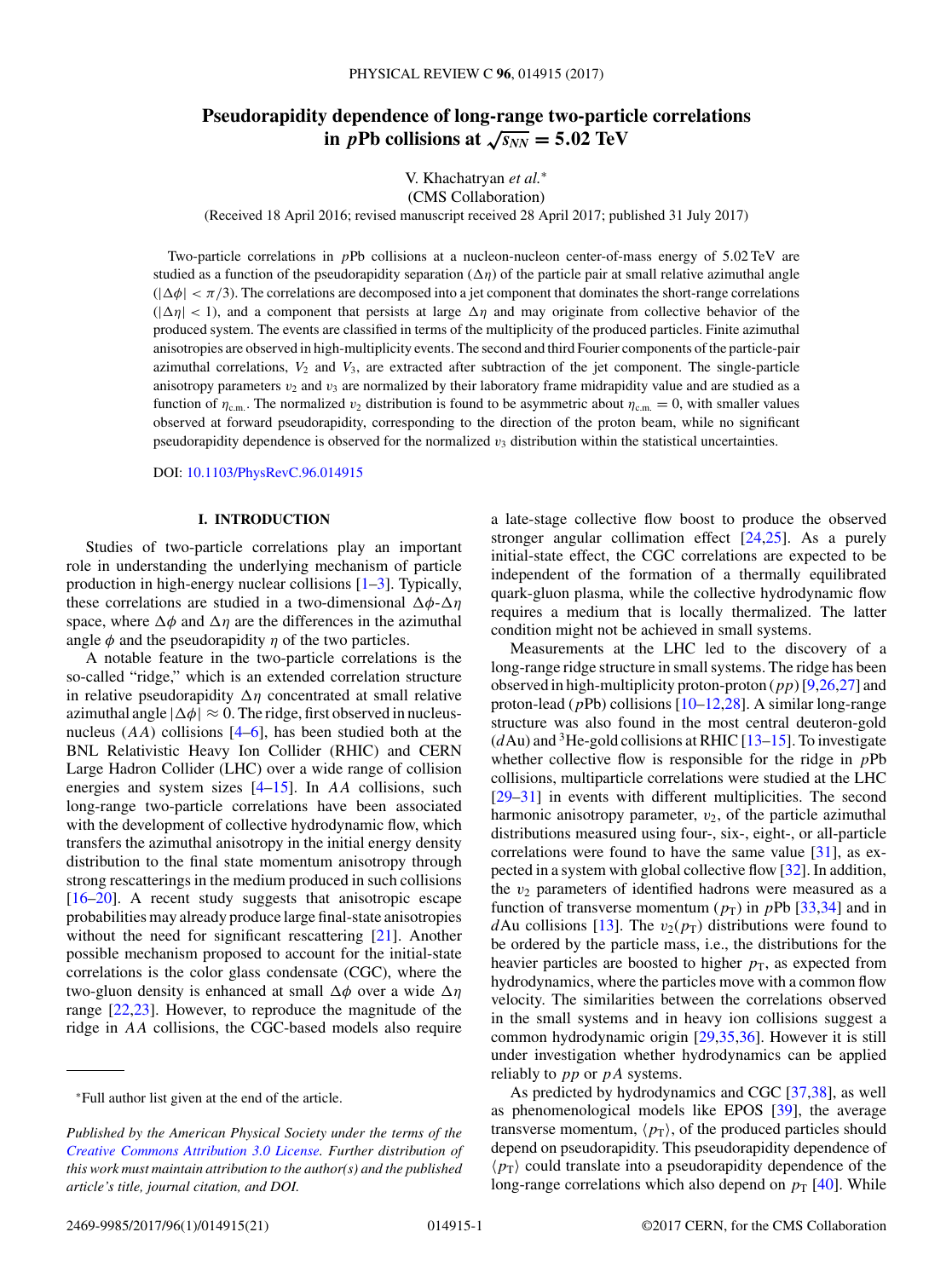# Pseudorapidity dependence of long-range two-particle correlations in $p$Pb collisions at $\sqrt{s_{NN}} = 5.02$ TeV

V. Khachatryan *et al.*\*

(CMS Collaboration)

(Received 18 April 2016; revised manuscript received 28 April 2017; published 31 July 2017)

Two-particle correlations in $p$Pb collisions at a nucleon-nucleon center-of-mass energy of 5.02 TeV are studied as a function of the pseudorapidity separation ($\Delta\eta$) of the particle pair at small relative azimuthal angle ($|\Delta\phi| < \pi/3$). The correlations are decomposed into a jet component that dominates the short-range correlations ($|\Delta\eta| < 1$), and a component that persists at large $\Delta\eta$ and may originate from collective behavior of the produced system. The events are classified in terms of the multiplicity of the produced particles. Finite azimuthal anisotropies are observed in high-multiplicity events. The second and third Fourier components of the particle-pair azimuthal correlations, $V_2$ and $V_3$, are extracted after subtraction of the jet component. The single-particle anisotropy parameters $v_2$ and $v_3$ are normalized by their laboratory frame midrapidity value and are studied as a function of $\eta_{\text{c.m.}}$. The normalized $v_2$ distribution is found to be asymmetric about $\eta_{\text{c.m.}} = 0$, with smaller values observed at forward pseudorapidity, corresponding to the direction of the proton beam, while no significant pseudorapidity dependence is observed for the normalized $v_3$ distribution within the statistical uncertainties.

DOI: 10.1103/PhysRevC.96.014915

## I. INTRODUCTION

Studies of two-particle correlations play an important role in understanding the underlying mechanism of particle production in high-energy nuclear collisions [1–3]. Typically, these correlations are studied in a two-dimensional $\Delta\phi$-$\Delta\eta$ space, where $\Delta\phi$ and $\Delta\eta$ are the differences in the azimuthal angle $\phi$ and the pseudorapidity $\eta$ of the two particles.

A notable feature in the two-particle correlations is the so-called "ridge," which is an extended correlation structure in relative pseudorapidity $\Delta\eta$ concentrated at small relative azimuthal angle $|\Delta\phi| \approx 0$. The ridge, first observed in nucleus-nucleus ($AA$) collisions [4–6], has been studied both at the BNL Relativistic Heavy Ion Collider (RHIC) and CERN Large Hadron Collider (LHC) over a wide range of collision energies and system sizes [4–15]. In $AA$ collisions, such long-range two-particle correlations have been associated with the development of collective hydrodynamic flow, which transfers the azimuthal anisotropy in the initial energy density distribution to the final state momentum anisotropy through strong rescatterings in the medium produced in such collisions [16–20]. A recent study suggests that anisotropic escape probabilities may already produce large final-state anisotropies without the need for significant rescattering [21]. Another possible mechanism proposed to account for the initial-state correlations is the color glass condensate (CGC), where the two-gluon density is enhanced at small $\Delta\phi$ over a wide $\Delta\eta$ range [22,23]. However, to reproduce the magnitude of the ridge in $AA$ collisions, the CGC-based models also require a late-stage collective flow boost to produce the observed stronger angular collimation effect [24,25]. As a purely initial-state effect, the CGC correlations are expected to be independent of the formation of a thermally equilibrated quark-gluon plasma, while the collective hydrodynamic flow requires a medium that is locally thermalized. The latter condition might not be achieved in small systems.

Measurements at the LHC led to the discovery of a long-range ridge structure in small systems. The ridge has been observed in high-multiplicity proton-proton ($pp$) [9,26,27] and proton-lead ($p$Pb) collisions [10–12,28]. A similar long-range structure was also found in the most central deuteron-gold ($d$Au) and $^3$He-gold collisions at RHIC [13–15]. To investigate whether collective flow is responsible for the ridge in $p$Pb collisions, multiparticle correlations were studied at the LHC [29–31] in events with different multiplicities. The second harmonic anisotropy parameter, $v_2$, of the particle azimuthal distributions measured using four-, six-, eight-, or all-particle correlations were found to have the same value [31], as expected in a system with global collective flow [32]. In addition, the $v_2$ parameters of identified hadrons were measured as a function of transverse momentum ($p_T$) in $p$Pb [33,34] and in $d$Au collisions [13]. The $v_2(p_T)$ distributions were found to be ordered by the particle mass, i.e., the distributions for the heavier particles are boosted to higher $p_T$, as expected from hydrodynamics, where the particles move with a common flow velocity. The similarities between the correlations observed in the small systems and in heavy ion collisions suggest a common hydrodynamic origin [29,35,36]. However it is still under investigation whether hydrodynamics can be applied reliably to $pp$ or $pA$ systems.

As predicted by hydrodynamics and CGC [37,38], as well as phenomenological models like EPOS [39], the average transverse momentum, $\langle p_T\rangle$, of the produced particles should depend on pseudorapidity. This pseudorapidity dependence of $\langle p_T\rangle$ could translate into a pseudorapidity dependence of the long-range correlations which also depend on $p_T$ [40]. While

\*Full author list given at the end of the article.

*Published by the American Physical Society under the terms of the Creative Commons Attribution 3.0 License. Further distribution of this work must maintain attribution to the author(s) and the published article's title, journal citation, and DOI.*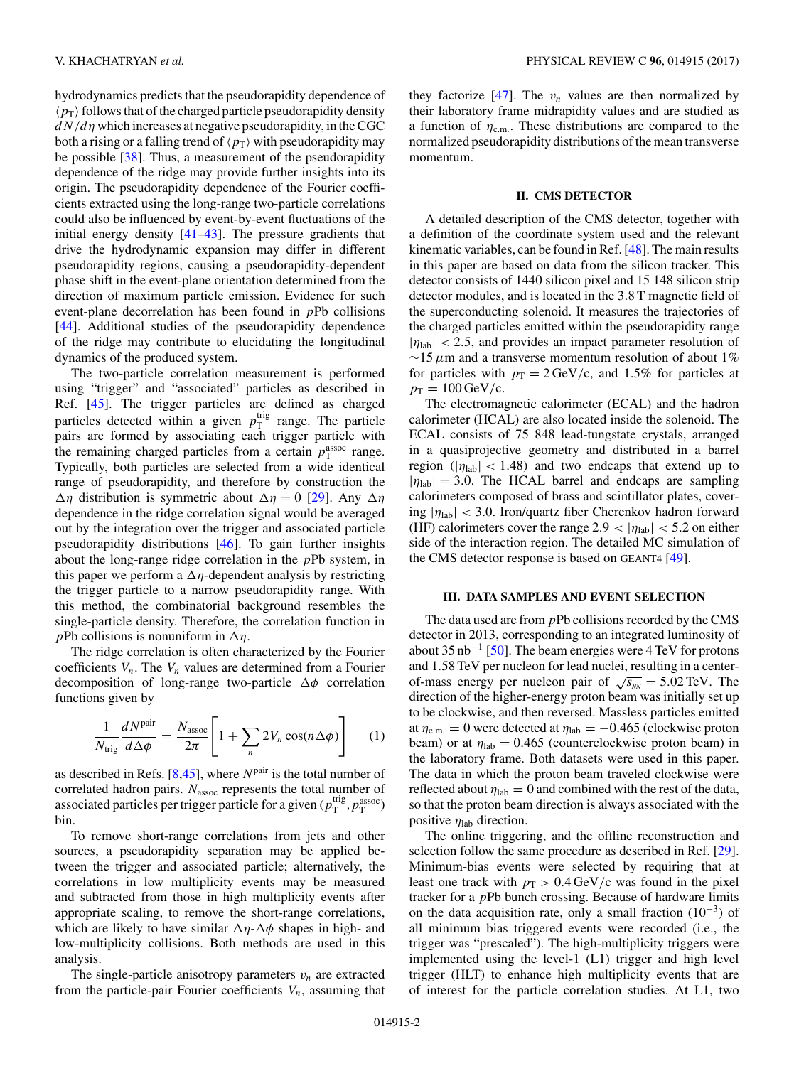hydrodynamics predicts that the pseudorapidity dependence of $\langle p_T \rangle$ follows that of the charged particle pseudorapidity density $dN/d\eta$ which increases at negative pseudorapidity, in the CGC both a rising or a falling trend of $\langle p_T \rangle$ with pseudorapidity may be possible [38]. Thus, a measurement of the pseudorapidity dependence of the ridge may provide further insights into its origin. The pseudorapidity dependence of the Fourier coefficients extracted using the long-range two-particle correlations could also be influenced by event-by-event fluctuations of the initial energy density [41–43]. The pressure gradients that drive the hydrodynamic expansion may differ in different pseudorapidity regions, causing a pseudorapidity-dependent phase shift in the event-plane orientation determined from the direction of maximum particle emission. Evidence for such event-plane decorrelation has been found in *p*Pb collisions [44]. Additional studies of the pseudorapidity dependence of the ridge may contribute to elucidating the longitudinal dynamics of the produced system.

The two-particle correlation measurement is performed using "trigger" and "associated" particles as described in Ref. [45]. The trigger particles are defined as charged particles detected within a given $p_T^{\text{trig}}$ range. The particle pairs are formed by associating each trigger particle with the remaining charged particles from a certain $p_T^{\text{assoc}}$ range. Typically, both particles are selected from a wide identical range of pseudorapidity, and therefore by construction the $\Delta\eta$ distribution is symmetric about $\Delta\eta = 0$ [29]. Any $\Delta\eta$ dependence in the ridge correlation signal would be averaged out by the integration over the trigger and associated particle pseudorapidity distributions [46]. To gain further insights about the long-range ridge correlation in the *p*Pb system, in this paper we perform a $\Delta\eta$-dependent analysis by restricting the trigger particle to a narrow pseudorapidity range. With this method, the combinatorial background resembles the single-particle density. Therefore, the correlation function in *p*Pb collisions is nonuniform in $\Delta\eta$.

The ridge correlation is often characterized by the Fourier coefficients $V_n$. The $V_n$ values are determined from a Fourier decomposition of long-range two-particle $\Delta\phi$ correlation functions given by

$$\frac{1}{N_{\text{trig}}}\frac{dN^{\text{pair}}}{d\Delta\phi} = \frac{N_{\text{assoc}}}{2\pi}\left[1 + \sum_n 2V_n \cos(n\Delta\phi)\right] \qquad (1)$$

as described in Refs. [8,45], where $N^{\text{pair}}$ is the total number of correlated hadron pairs. $N_{\text{assoc}}$ represents the total number of associated particles per trigger particle for a given $(p_T^{\text{trig}}, p_T^{\text{assoc}})$ bin.

To remove short-range correlations from jets and other sources, a pseudorapidity separation may be applied between the trigger and associated particle; alternatively, the correlations in low multiplicity events may be measured and subtracted from those in high multiplicity events after appropriate scaling, to remove the short-range correlations, which are likely to have similar $\Delta\eta$-$\Delta\phi$ shapes in high- and low-multiplicity collisions. Both methods are used in this analysis.

The single-particle anisotropy parameters $v_n$ are extracted from the particle-pair Fourier coefficients $V_n$, assuming that they factorize [47]. The $v_n$ values are then normalized by their laboratory frame midrapidity values and are studied as a function of $\eta_{\text{c.m.}}$. These distributions are compared to the normalized pseudorapidity distributions of the mean transverse momentum.

## II. CMS DETECTOR

A detailed description of the CMS detector, together with a definition of the coordinate system used and the relevant kinematic variables, can be found in Ref. [48]. The main results in this paper are based on data from the silicon tracker. This detector consists of 1440 silicon pixel and 15 148 silicon strip detector modules, and is located in the 3.8 T magnetic field of the superconducting solenoid. It measures the trajectories of the charged particles emitted within the pseudorapidity range $|\eta_{\text{lab}}| < 2.5$, and provides an impact parameter resolution of $\sim$15 $\mu$m and a transverse momentum resolution of about 1% for particles with $p_T = 2\,\text{GeV}/c$, and 1.5% for particles at $p_T = 100\,\text{GeV}/c$.

The electromagnetic calorimeter (ECAL) and the hadron calorimeter (HCAL) are also located inside the solenoid. The ECAL consists of 75 848 lead-tungstate crystals, arranged in a quasiprojective geometry and distributed in a barrel region ($|\eta_{\text{lab}}| < 1.48$) and two endcaps that extend up to $|\eta_{\text{lab}}| = 3.0$. The HCAL barrel and endcaps are sampling calorimeters composed of brass and scintillator plates, covering $|\eta_{\text{lab}}| < 3.0$. Iron/quartz fiber Cherenkov hadron forward (HF) calorimeters cover the range $2.9 < |\eta_{\text{lab}}| < 5.2$ on either side of the interaction region. The detailed MC simulation of the CMS detector response is based on GEANT4 [49].

## III. DATA SAMPLES AND EVENT SELECTION

The data used are from *p*Pb collisions recorded by the CMS detector in 2013, corresponding to an integrated luminosity of about 35 nb$^{-1}$ [50]. The beam energies were 4 TeV for protons and 1.58 TeV per nucleon for lead nuclei, resulting in a center-of-mass energy per nucleon pair of $\sqrt{s_{_{NN}}} = 5.02\,\text{TeV}$. The direction of the higher-energy proton beam was initially set up to be clockwise, and then reversed. Massless particles emitted at $\eta_{\text{c.m.}} = 0$ were detected at $\eta_{\text{lab}} = -0.465$ (clockwise proton beam) or at $\eta_{\text{lab}} = 0.465$ (counterclockwise proton beam) in the laboratory frame. Both datasets were used in this paper. The data in which the proton beam traveled clockwise were reflected about $\eta_{\text{lab}} = 0$ and combined with the rest of the data, so that the proton beam direction is always associated with the positive $\eta_{\text{lab}}$ direction.

The online triggering, and the offline reconstruction and selection follow the same procedure as described in Ref. [29]. Minimum-bias events were selected by requiring that at least one track with $p_T > 0.4\,\text{GeV}/c$ was found in the pixel tracker for a *p*Pb bunch crossing. Because of hardware limits on the data acquisition rate, only a small fraction ($10^{-3}$) of all minimum bias triggered events were recorded (i.e., the trigger was "prescaled"). The high-multiplicity triggers were implemented using the level-1 (L1) trigger and high level trigger (HLT) to enhance high multiplicity events that are of interest for the particle correlation studies. At L1, two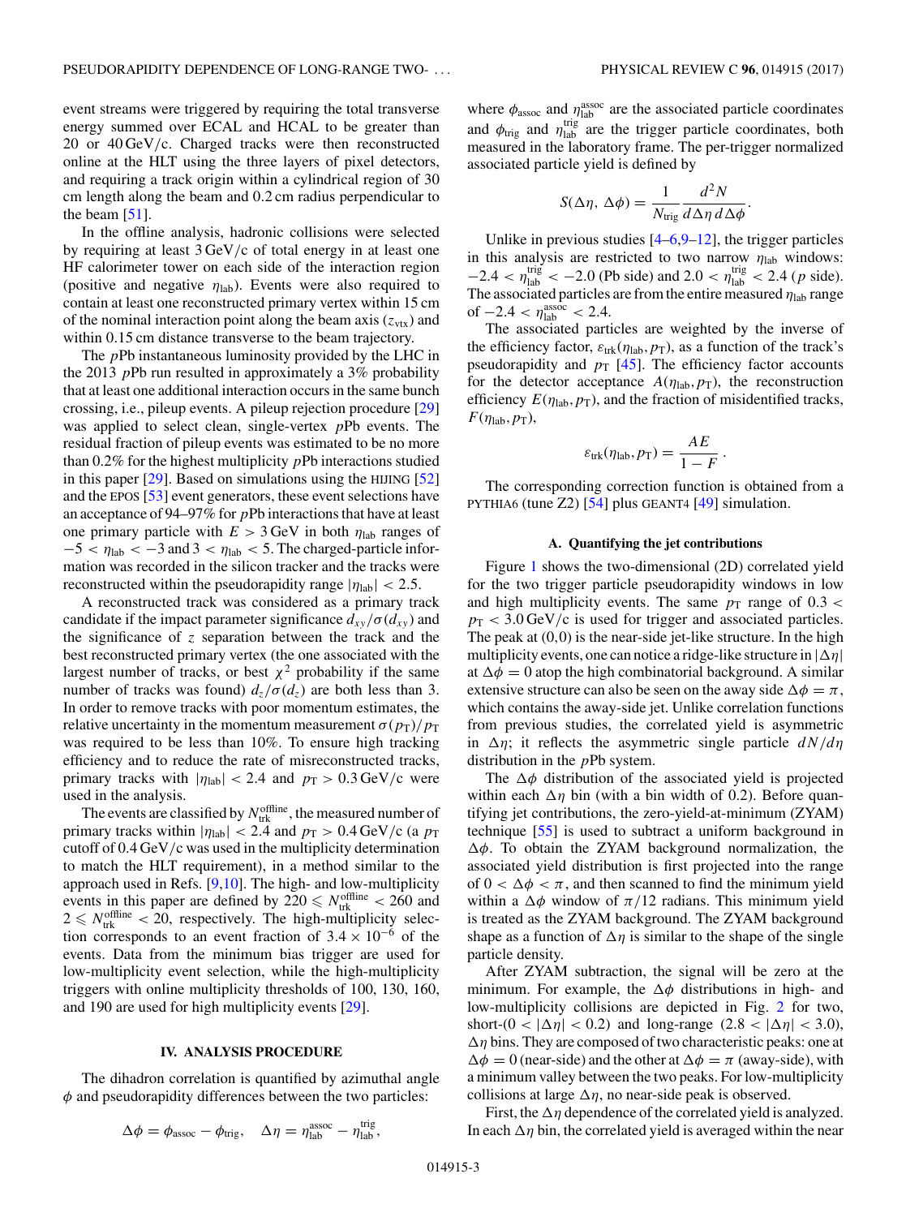event streams were triggered by requiring the total transverse energy summed over ECAL and HCAL to be greater than 20 or 40 GeV/c. Charged tracks were then reconstructed online at the HLT using the three layers of pixel detectors, and requiring a track origin within a cylindrical region of 30 cm length along the beam and 0.2 cm radius perpendicular to the beam [51].

In the offline analysis, hadronic collisions were selected by requiring at least 3 GeV/c of total energy in at least one HF calorimeter tower on each side of the interaction region (positive and negative $\eta_{\mathrm{lab}}$). Events were also required to contain at least one reconstructed primary vertex within 15 cm of the nominal interaction point along the beam axis ($z_{\mathrm{vtx}}$) and within 0.15 cm distance transverse to the beam trajectory.

The $p$Pb instantaneous luminosity provided by the LHC in the 2013 $p$Pb run resulted in approximately a 3% probability that at least one additional interaction occurs in the same bunch crossing, i.e., pileup events. A pileup rejection procedure [29] was applied to select clean, single-vertex $p$Pb events. The residual fraction of pileup events was estimated to be no more than 0.2% for the highest multiplicity $p$Pb interactions studied in this paper [29]. Based on simulations using the HIJING [52] and the EPOS [53] event generators, these event selections have an acceptance of 94–97% for $p$Pb interactions that have at least one primary particle with $E > 3$ GeV in both $\eta_{\mathrm{lab}}$ ranges of $-5 < \eta_{\mathrm{lab}} < -3$ and $3 < \eta_{\mathrm{lab}} < 5$. The charged-particle information was recorded in the silicon tracker and the tracks were reconstructed within the pseudorapidity range $|\eta_{\mathrm{lab}}| < 2.5$.

A reconstructed track was considered as a primary track candidate if the impact parameter significance $d_{xy}/\sigma(d_{xy})$ and the significance of $z$ separation between the track and the best reconstructed primary vertex (the one associated with the largest number of tracks, or best $\chi^2$ probability if the same number of tracks was found) $d_z/\sigma(d_z)$ are both less than 3. In order to remove tracks with poor momentum estimates, the relative uncertainty in the momentum measurement $\sigma(p_{\mathrm{T}})/p_{\mathrm{T}}$ was required to be less than 10%. To ensure high tracking efficiency and to reduce the rate of misreconstructed tracks, primary tracks with $|\eta_{\mathrm{lab}}| < 2.4$ and $p_{\mathrm{T}} > 0.3$ GeV/c were used in the analysis.

The events are classified by $N_{\mathrm{trk}}^{\mathrm{offline}}$, the measured number of primary tracks within $|\eta_{\mathrm{lab}}| < 2.4$ and $p_{\mathrm{T}} > 0.4$ GeV/c (a $p_{\mathrm{T}}$ cutoff of 0.4 GeV/c was used in the multiplicity determination to match the HLT requirement), in a method similar to the approach used in Refs. [9,10]. The high- and low-multiplicity events in this paper are defined by $220 \leqslant N_{\mathrm{trk}}^{\mathrm{offline}} < 260$ and $2 \leqslant N_{\mathrm{trk}}^{\mathrm{offline}} < 20$, respectively. The high-multiplicity selection corresponds to an event fraction of $3.4 \times 10^{-6}$ of the events. Data from the minimum bias trigger are used for low-multiplicity event selection, while the high-multiplicity triggers with online multiplicity thresholds of 100, 130, 160, and 190 are used for high multiplicity events [29].

## IV. ANALYSIS PROCEDURE

The dihadron correlation is quantified by azimuthal angle $\phi$ and pseudorapidity differences between the two particles:

$$\Delta\phi = \phi_{\mathrm{assoc}} - \phi_{\mathrm{trig}}, \quad \Delta\eta = \eta_{\mathrm{lab}}^{\mathrm{assoc}} - \eta_{\mathrm{lab}}^{\mathrm{trig}},$$

where $\phi_{\mathrm{assoc}}$ and $\eta_{\mathrm{lab}}^{\mathrm{assoc}}$ are the associated particle coordinates and $\phi_{\mathrm{trig}}$ and $\eta_{\mathrm{lab}}^{\mathrm{trig}}$ are the trigger particle coordinates, both measured in the laboratory frame. The per-trigger normalized associated particle yield is defined by

$$S(\Delta\eta,\, \Delta\phi) = \frac{1}{N_{\mathrm{trig}}} \frac{d^2N}{d\Delta\eta\, d\Delta\phi}.$$

Unlike in previous studies [4–6,9–12], the trigger particles in this analysis are restricted to two narrow $\eta_{\mathrm{lab}}$ windows: $-2.4 < \eta_{\mathrm{lab}}^{\mathrm{trig}} < -2.0$ (Pb side) and $2.0 < \eta_{\mathrm{lab}}^{\mathrm{trig}} < 2.4$ ($p$ side). The associated particles are from the entire measured $\eta_{\mathrm{lab}}$ range of $-2.4 < \eta_{\mathrm{lab}}^{\mathrm{assoc}} < 2.4$.

The associated particles are weighted by the inverse of the efficiency factor, $\varepsilon_{\mathrm{trk}}(\eta_{\mathrm{lab}}, p_{\mathrm{T}})$, as a function of the track's pseudorapidity and $p_{\mathrm{T}}$ [45]. The efficiency factor accounts for the detector acceptance $A(\eta_{\mathrm{lab}}, p_{\mathrm{T}})$, the reconstruction efficiency $E(\eta_{\mathrm{lab}}, p_{\mathrm{T}})$, and the fraction of misidentified tracks, $F(\eta_{\mathrm{lab}}, p_{\mathrm{T}})$,

$$\varepsilon_{\mathrm{trk}}(\eta_{\mathrm{lab}}, p_{\mathrm{T}}) = \frac{AE}{1-F}.$$

The corresponding correction function is obtained from a PYTHIA6 (tune Z2) [54] plus GEANT4 [49] simulation.

### A. Quantifying the jet contributions

Figure 1 shows the two-dimensional (2D) correlated yield for the two trigger particle pseudorapidity windows in low and high multiplicity events. The same $p_{\mathrm{T}}$ range of $0.3 < p_{\mathrm{T}} < 3.0$ GeV/c is used for trigger and associated particles. The peak at (0,0) is the near-side jet-like structure. In the high multiplicity events, one can notice a ridge-like structure in $|\Delta\eta|$ at $\Delta\phi = 0$ atop the high combinatorial background. A similar extensive structure can also be seen on the away side $\Delta\phi = \pi$, which contains the away-side jet. Unlike correlation functions from previous studies, the correlated yield is asymmetric in $\Delta\eta$; it reflects the asymmetric single particle $dN/d\eta$ distribution in the $p$Pb system.

The $\Delta\phi$ distribution of the associated yield is projected within each $\Delta\eta$ bin (with a bin width of 0.2). Before quantifying jet contributions, the zero-yield-at-minimum (ZYAM) technique [55] is used to subtract a uniform background in $\Delta\phi$. To obtain the ZYAM background normalization, the associated yield distribution is first projected into the range of $0 < \Delta\phi < \pi$, and then scanned to find the minimum yield within a $\Delta\phi$ window of $\pi/12$ radians. This minimum yield is treated as the ZYAM background. The ZYAM background shape as a function of $\Delta\eta$ is similar to the shape of the single particle density.

After ZYAM subtraction, the signal will be zero at the minimum. For example, the $\Delta\phi$ distributions in high- and low-multiplicity collisions are depicted in Fig. 2 for two, short-($0 < |\Delta\eta| < 0.2$) and long-range ($2.8 < |\Delta\eta| < 3.0$), $\Delta\eta$ bins. They are composed of two characteristic peaks: one at $\Delta\phi = 0$ (near-side) and the other at $\Delta\phi = \pi$ (away-side), with a minimum valley between the two peaks. For low-multiplicity collisions at large $\Delta\eta$, no near-side peak is observed.

First, the $\Delta\eta$ dependence of the correlated yield is analyzed. In each $\Delta\eta$ bin, the correlated yield is averaged within the near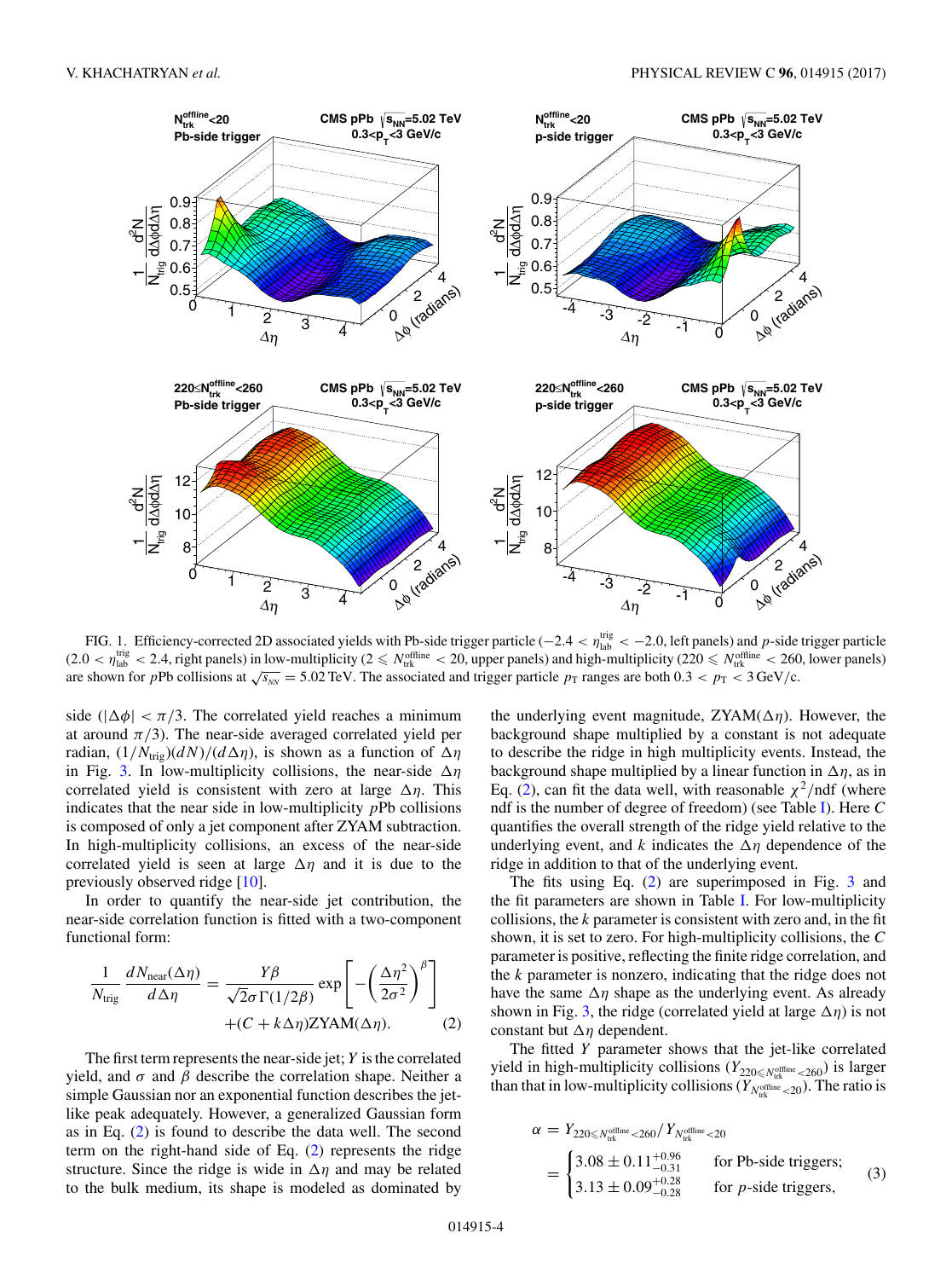FIG. 1. Efficiency-corrected 2D associated yields with Pb-side trigger particle ($-2.4 < \eta_{\rm lab}^{\rm trig} < -2.0$, left panels) and $p$-side trigger particle ($2.0 < \eta_{\rm lab}^{\rm trig} < 2.4$, right panels) in low-multiplicity ($2 \leqslant N_{\rm trk}^{\rm offline} < 20$, upper panels) and high-multiplicity ($220 \leqslant N_{\rm trk}^{\rm offline} < 260$, lower panels) are shown for $p$Pb collisions at $\sqrt{s_{_{NN}}} = 5.02$ TeV. The associated and trigger particle $p_{\rm T}$ ranges are both $0.3 < p_{\rm T} < 3$ GeV/c.

side ($|\Delta\phi| < \pi/3$. The correlated yield reaches a minimum at around $\pi/3$). The near-side averaged correlated yield per radian, $(1/N_{\rm trig})(dN)/(d\Delta\eta)$, is shown as a function of $\Delta\eta$ in Fig. 3. In low-multiplicity collisions, the near-side $\Delta\eta$ correlated yield is consistent with zero at large $\Delta\eta$. This indicates that the near side in low-multiplicity $p$Pb collisions is composed of only a jet component after ZYAM subtraction. In high-multiplicity collisions, an excess of the near-side correlated yield is seen at large $\Delta\eta$ and it is due to the previously observed ridge [10].

In order to quantify the near-side jet contribution, the near-side correlation function is fitted with a two-component functional form:

$$\frac{1}{N_{\rm trig}}\frac{dN_{\rm near}(\Delta\eta)}{d\Delta\eta} = \frac{Y\beta}{\sqrt{2}\sigma\Gamma(1/2\beta)}\exp\left[-\left(\frac{\Delta\eta^2}{2\sigma^2}\right)^{\beta}\right] + (C + k\Delta\eta){\rm ZYAM}(\Delta\eta). \qquad (2)$$

The first term represents the near-side jet; $Y$ is the correlated yield, and $\sigma$ and $\beta$ describe the correlation shape. Neither a simple Gaussian nor an exponential function describes the jet-like peak adequately. However, a generalized Gaussian form as in Eq. (2) is found to describe the data well. The second term on the right-hand side of Eq. (2) represents the ridge structure. Since the ridge is wide in $\Delta\eta$ and may be related to the bulk medium, its shape is modeled as dominated by the underlying event magnitude, ZYAM($\Delta\eta$). However, the background shape multiplied by a constant is not adequate to describe the ridge in high multiplicity events. Instead, the background shape multiplied by a linear function in $\Delta\eta$, as in Eq. (2), can fit the data well, with reasonable $\chi^2$/ndf (where ndf is the number of degree of freedom) (see Table I). Here $C$ quantifies the overall strength of the ridge yield relative to the underlying event, and $k$ indicates the $\Delta\eta$ dependence of the ridge in addition to that of the underlying event.

The fits using Eq. (2) are superimposed in Fig. 3 and the fit parameters are shown in Table I. For low-multiplicity collisions, the $k$ parameter is consistent with zero and, in the fit shown, it is set to zero. For high-multiplicity collisions, the $C$ parameter is positive, reflecting the finite ridge correlation, and the $k$ parameter is nonzero, indicating that the ridge does not have the same $\Delta\eta$ shape as the underlying event. As already shown in Fig. 3, the ridge (correlated yield at large $\Delta\eta$) is not constant but $\Delta\eta$ dependent.

The fitted $Y$ parameter shows that the jet-like correlated yield in high-multiplicity collisions ($Y_{220\leqslant N_{\rm trk}^{\rm offline}<260}$) is larger than that in low-multiplicity collisions ($Y_{N_{\rm trk}^{\rm offline}<20}$). The ratio is

$$\alpha = Y_{220\leqslant N_{\rm trk}^{\rm offline}<260}/Y_{N_{\rm trk}^{\rm offline}<20} = \begin{cases} 3.08 \pm 0.11^{+0.96}_{-0.31} & \text{for Pb-side triggers;} \\ 3.13 \pm 0.09^{+0.28}_{-0.28} & \text{for } p\text{-side triggers,} \end{cases} \qquad (3)$$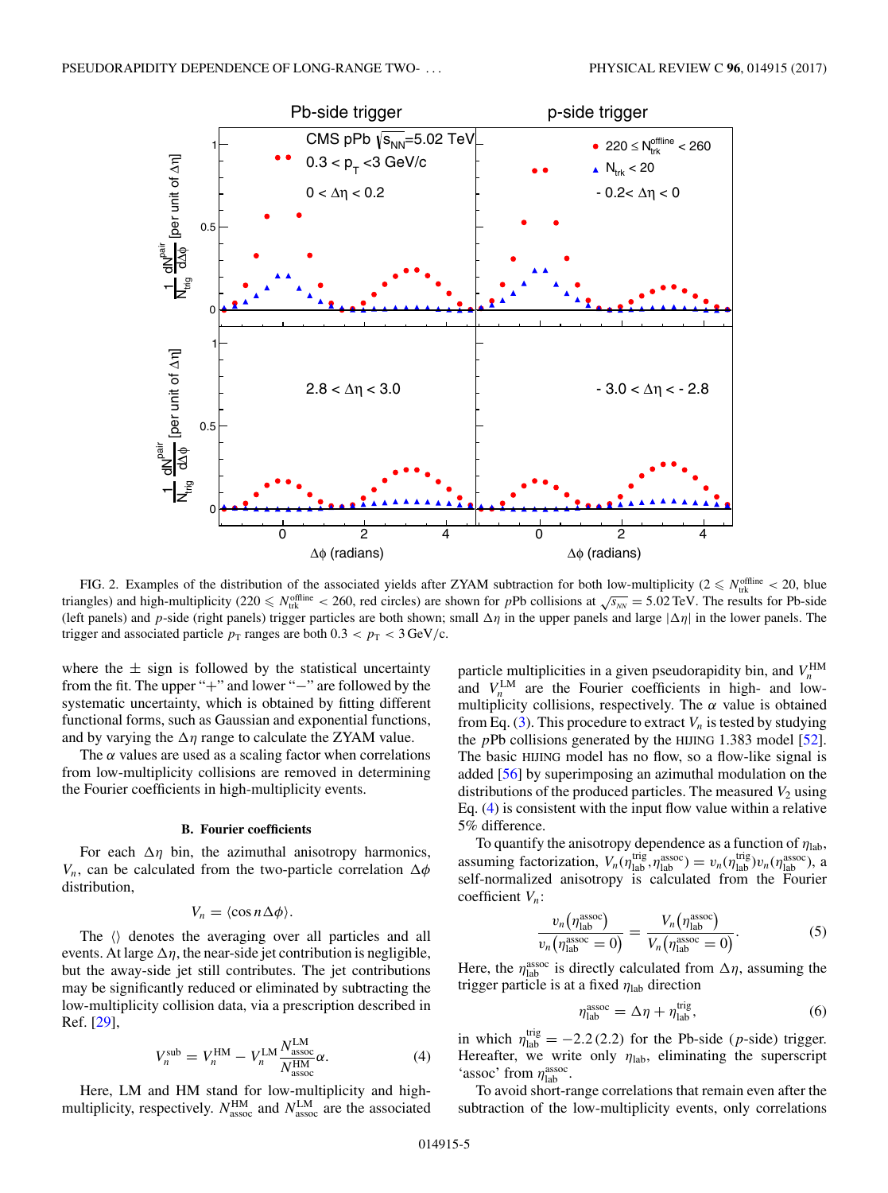FIG. 2. Examples of the distribution of the associated yields after ZYAM subtraction for both low-multiplicity ($2 \leqslant N_{\rm trk}^{\rm offline} < 20$, blue triangles) and high-multiplicity ($220 \leqslant N_{\rm trk}^{\rm offline} < 260$, red circles) are shown for $p$Pb collisions at $\sqrt{s_{_{NN}}} = 5.02$ TeV. The results for Pb-side (left panels) and $p$-side (right panels) trigger particles are both shown; small $\Delta\eta$ in the upper panels and large $|\Delta\eta|$ in the lower panels. The trigger and associated particle $p_{\rm T}$ ranges are both $0.3 < p_{\rm T} < 3$ GeV/$c$.

where the $\pm$ sign is followed by the statistical uncertainty from the fit. The upper "+" and lower "−" are followed by the systematic uncertainty, which is obtained by fitting different functional forms, such as Gaussian and exponential functions, and by varying the $\Delta\eta$ range to calculate the ZYAM value.

The $\alpha$ values are used as a scaling factor when correlations from low-multiplicity collisions are removed in determining the Fourier coefficients in high-multiplicity events.

### B. Fourier coefficients

For each $\Delta\eta$ bin, the azimuthal anisotropy harmonics, $V_n$, can be calculated from the two-particle correlation $\Delta\phi$ distribution,

$$V_n = \langle \cos n\Delta\phi \rangle.$$

The $\langle\rangle$ denotes the averaging over all particles and all events. At large $\Delta\eta$, the near-side jet contribution is negligible, but the away-side jet still contributes. The jet contributions may be significantly reduced or eliminated by subtracting the low-multiplicity collision data, via a prescription described in Ref. [29],

$$V_n^{\rm sub} = V_n^{\rm HM} - V_n^{\rm LM} \frac{N_{\rm assoc}^{\rm LM}}{N_{\rm assoc}^{\rm HM}} \alpha. \tag{4}$$

Here, LM and HM stand for low-multiplicity and high-multiplicity, respectively. $N_{\rm assoc}^{\rm HM}$ and $N_{\rm assoc}^{\rm LM}$ are the associated particle multiplicities in a given pseudorapidity bin, and $V_n^{\rm HM}$ and $V_n^{\rm LM}$ are the Fourier coefficients in high- and low-multiplicity collisions, respectively. The $\alpha$ value is obtained from Eq. (3). This procedure to extract $V_n$ is tested by studying the $p$Pb collisions generated by the HIJING 1.383 model [52]. The basic HIJING model has no flow, so a flow-like signal is added [56] by superimposing an azimuthal modulation on the distributions of the produced particles. The measured $V_2$ using Eq. (4) is consistent with the input flow value within a relative 5% difference.

To quantify the anisotropy dependence as a function of $\eta_{\rm lab}$, assuming factorization, $V_n(\eta_{\rm lab}^{\rm trig}, \eta_{\rm lab}^{\rm assoc}) = v_n(\eta_{\rm lab}^{\rm trig}) v_n(\eta_{\rm lab}^{\rm assoc})$, a self-normalized anisotropy is calculated from the Fourier coefficient $V_n$:

$$\frac{v_n(\eta_{\rm lab}^{\rm assoc})}{v_n(\eta_{\rm lab}^{\rm assoc} = 0)} = \frac{V_n(\eta_{\rm lab}^{\rm assoc})}{V_n(\eta_{\rm lab}^{\rm assoc} = 0)}. \tag{5}$$

Here, the $\eta_{\rm lab}^{\rm assoc}$ is directly calculated from $\Delta\eta$, assuming the trigger particle is at a fixed $\eta_{\rm lab}$ direction

$$\eta_{\rm lab}^{\rm assoc} = \Delta\eta + \eta_{\rm lab}^{\rm trig}, \tag{6}$$

in which $\eta_{\rm lab}^{\rm trig} = -2.2\,(2.2)$ for the Pb-side ($p$-side) trigger. Hereafter, we write only $\eta_{\rm lab}$, eliminating the superscript 'assoc' from $\eta_{\rm lab}^{\rm assoc}$.

To avoid short-range correlations that remain even after the subtraction of the low-multiplicity events, only correlations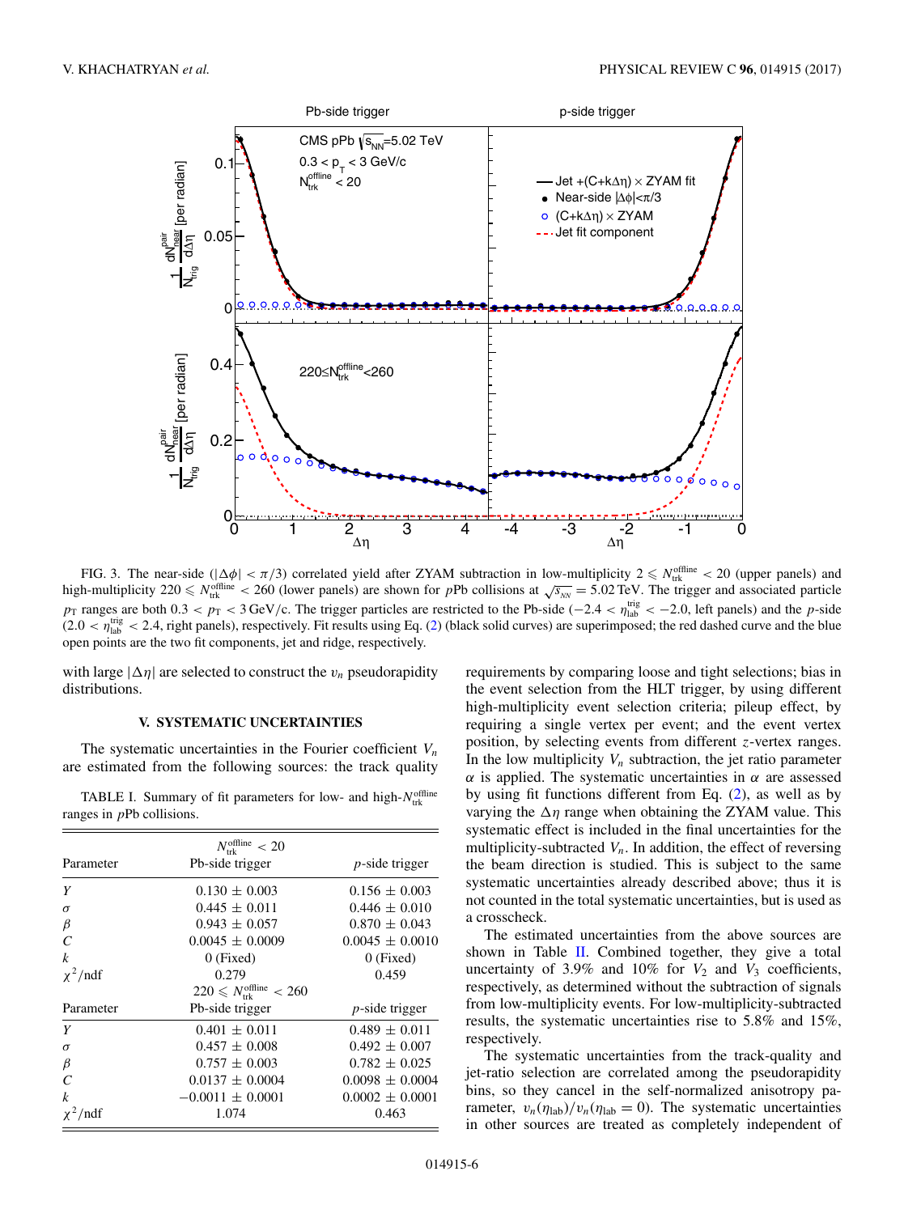FIG. 3. The near-side ($|\Delta\phi| < \pi/3$) correlated yield after ZYAM subtraction in low-multiplicity $2 \leqslant N_{\rm trk}^{\rm offline} < 20$ (upper panels) and high-multiplicity $220 \leqslant N_{\rm trk}^{\rm offline} < 260$ (lower panels) are shown for $p$Pb collisions at $\sqrt{s_{_{NN}}} = 5.02$ TeV. The trigger and associated particle $p_{\rm T}$ ranges are both $0.3 < p_{\rm T} < 3$ GeV/c. The trigger particles are restricted to the Pb-side ($-2.4 < \eta_{\rm lab}^{\rm trig} < -2.0$, left panels) and the $p$-side ($2.0 < \eta_{\rm lab}^{\rm trig} < 2.4$, right panels), respectively. Fit results using Eq. (2) (black solid curves) are superimposed; the red dashed curve and the blue open points are the two fit components, jet and ridge, respectively.

with large $|\Delta\eta|$ are selected to construct the $v_n$ pseudorapidity distributions.

## V. SYSTEMATIC UNCERTAINTIES

The systematic uncertainties in the Fourier coefficient $V_n$ are estimated from the following sources: the track quality requirements by comparing loose and tight selections; bias in the event selection from the HLT trigger, by using different high-multiplicity event selection criteria; pileup effect, by requiring a single vertex per event; and the event vertex position, by selecting events from different $z$-vertex ranges. In the low multiplicity $V_n$ subtraction, the jet ratio parameter $\alpha$ is applied. The systematic uncertainties in $\alpha$ are assessed by using fit functions different from Eq. (2), as well as by varying the $\Delta\eta$ range when obtaining the ZYAM value. This systematic effect is included in the final uncertainties for the multiplicity-subtracted $V_n$. In addition, the effect of reversing the beam direction is studied. This is subject to the same systematic uncertainties already described above; thus it is not counted in the total systematic uncertainties, but is used as a crosscheck.

TABLE I. Summary of fit parameters for low- and high-$N_{\rm trk}^{\rm offline}$ ranges in $p$Pb collisions.

| | $N_{\rm trk}^{\rm offline} < 20$ | |
|---|---|---|
| Parameter | Pb-side trigger | $p$-side trigger |
| $Y$ | $0.130 \pm 0.003$ | $0.156 \pm 0.003$ |
| $\sigma$ | $0.445 \pm 0.011$ | $0.446 \pm 0.010$ |
| $\beta$ | $0.943 \pm 0.057$ | $0.870 \pm 0.043$ |
| $C$ | $0.0045 \pm 0.0009$ | $0.0045 \pm 0.0010$ |
| $k$ | 0 (Fixed) | 0 (Fixed) |
| $\chi^2$/ndf | 0.279 | 0.459 |
| | $220 \leqslant N_{\rm trk}^{\rm offline} < 260$ | |
| Parameter | Pb-side trigger | $p$-side trigger |
| $Y$ | $0.401 \pm 0.011$ | $0.489 \pm 0.011$ |
| $\sigma$ | $0.457 \pm 0.008$ | $0.492 \pm 0.007$ |
| $\beta$ | $0.757 \pm 0.003$ | $0.782 \pm 0.025$ |
| $C$ | $0.0137 \pm 0.0004$ | $0.0098 \pm 0.0004$ |
| $k$ | $-0.0011 \pm 0.0001$ | $0.0002 \pm 0.0001$ |
| $\chi^2$/ndf | 1.074 | 0.463 |

The estimated uncertainties from the above sources are shown in Table II. Combined together, they give a total uncertainty of 3.9% and 10% for $V_2$ and $V_3$ coefficients, respectively, as determined without the subtraction of signals from low-multiplicity events. For low-multiplicity-subtracted results, the systematic uncertainties rise to 5.8% and 15%, respectively.

The systematic uncertainties from the track-quality and jet-ratio selection are correlated among the pseudorapidity bins, so they cancel in the self-normalized anisotropy parameter, $v_n(\eta_{\rm lab})/v_n(\eta_{\rm lab} = 0)$. The systematic uncertainties in other sources are treated as completely independent of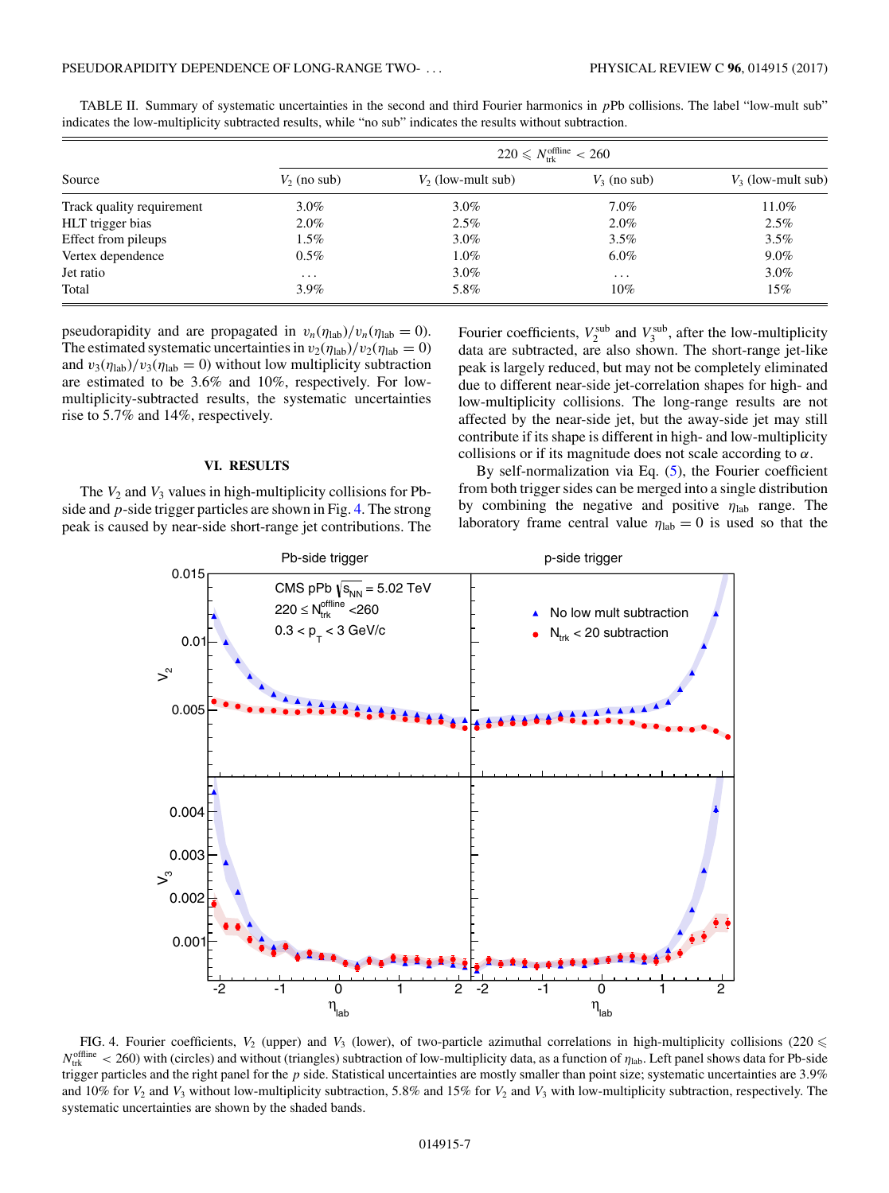TABLE II. Summary of systematic uncertainties in the second and third Fourier harmonics in $p$Pb collisions. The label "low-mult sub" indicates the low-multiplicity subtracted results, while "no sub" indicates the results without subtraction.

| | $220 \leqslant N_{\mathrm{trk}}^{\mathrm{offline}} < 260$ | | | |
|---|---|---|---|---|
| Source | $V_2$ (no sub) | $V_2$ (low-mult sub) | $V_3$ (no sub) | $V_3$ (low-mult sub) |
| Track quality requirement | 3.0% | 3.0% | 7.0% | 11.0% |
| HLT trigger bias | 2.0% | 2.5% | 2.0% | 2.5% |
| Effect from pileups | 1.5% | 3.0% | 3.5% | 3.5% |
| Vertex dependence | 0.5% | 1.0% | 6.0% | 9.0% |
| Jet ratio | ... | 3.0% | ... | 3.0% |
| Total | 3.9% | 5.8% | 10% | 15% |

pseudorapidity and are propagated in $v_n(\eta_{\mathrm{lab}})/v_n(\eta_{\mathrm{lab}} = 0)$. The estimated systematic uncertainties in $v_2(\eta_{\mathrm{lab}})/v_2(\eta_{\mathrm{lab}} = 0)$ and $v_3(\eta_{\mathrm{lab}})/v_3(\eta_{\mathrm{lab}} = 0)$ without low multiplicity subtraction are estimated to be 3.6% and 10%, respectively. For low-multiplicity-subtracted results, the systematic uncertainties rise to 5.7% and 14%, respectively.

## VI. RESULTS

The $V_2$ and $V_3$ values in high-multiplicity collisions for Pb-side and $p$-side trigger particles are shown in Fig. 4. The strong peak is caused by near-side short-range jet contributions. The Fourier coefficients, $V_2^{\mathrm{sub}}$ and $V_3^{\mathrm{sub}}$, after the low-multiplicity data are subtracted, are also shown. The short-range jet-like peak is largely reduced, but may not be completely eliminated due to different near-side jet-correlation shapes for high- and low-multiplicity collisions. The long-range results are not affected by the near-side jet, but the away-side jet may still contribute if its shape is different in high- and low-multiplicity collisions or if its magnitude does not scale according to $\alpha$.

By self-normalization via Eq. (5), the Fourier coefficient from both trigger sides can be merged into a single distribution by combining the negative and positive $\eta_{\mathrm{lab}}$ range. The laboratory frame central value $\eta_{\mathrm{lab}} = 0$ is used so that the

FIG. 4. Fourier coefficients, $V_2$ (upper) and $V_3$ (lower), of two-particle azimuthal correlations in high-multiplicity collisions ($220 \leqslant N_{\mathrm{trk}}^{\mathrm{offline}} < 260$) with (circles) and without (triangles) subtraction of low-multiplicity data, as a function of $\eta_{\mathrm{lab}}$. Left panel shows data for Pb-side trigger particles and the right panel for the $p$ side. Statistical uncertainties are mostly smaller than point size; systematic uncertainties are 3.9% and 10% for $V_2$ and $V_3$ without low-multiplicity subtraction, 5.8% and 15% for $V_2$ and $V_3$ with low-multiplicity subtraction, respectively. The systematic uncertainties are shown by the shaded bands.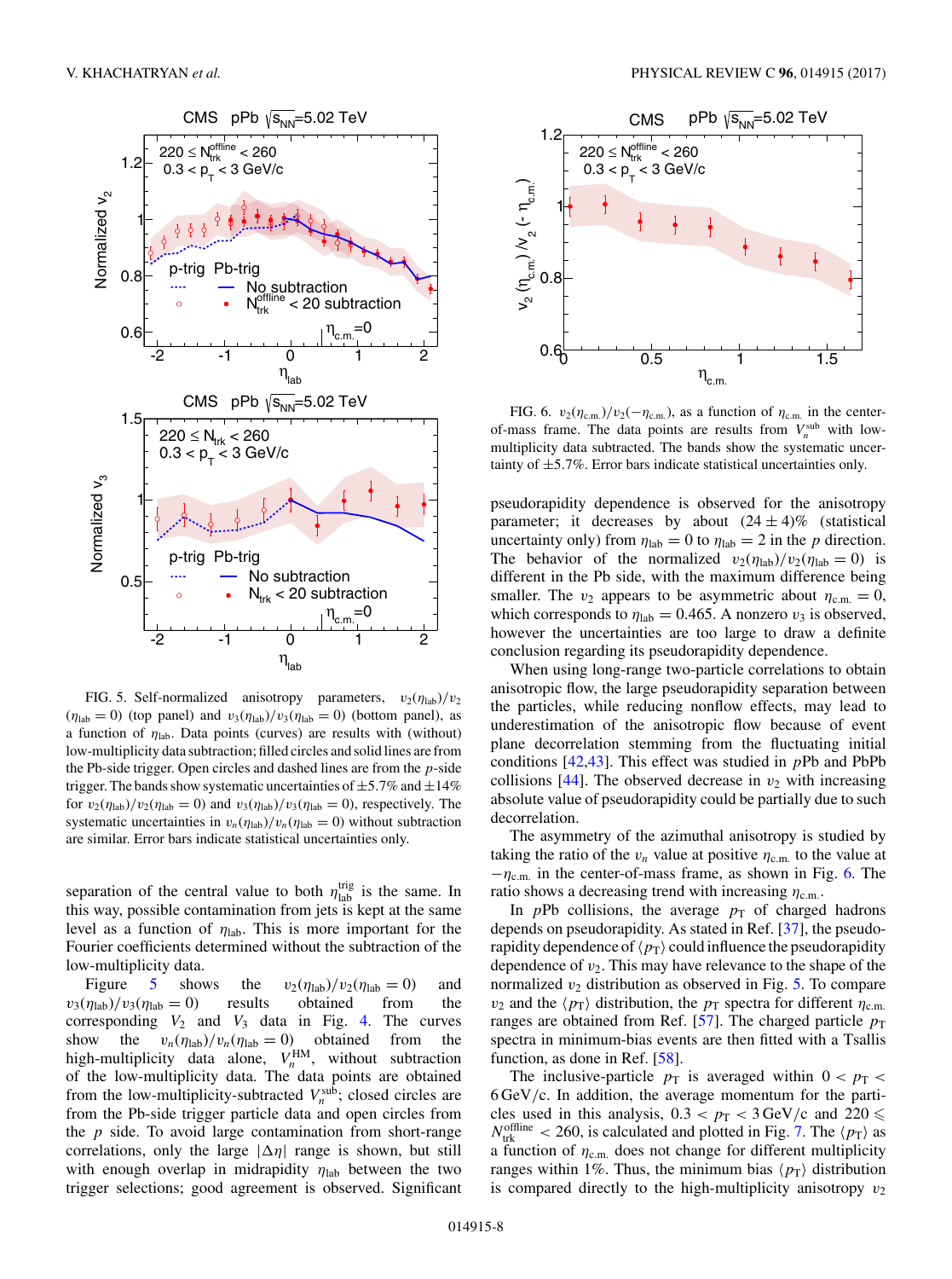FIG. 5. Self-normalized anisotropy parameters, $v_2(\eta_{\text{lab}})/v_2(\eta_{\text{lab}} = 0)$ (top panel) and $v_3(\eta_{\text{lab}})/v_3(\eta_{\text{lab}} = 0)$ (bottom panel), as a function of $\eta_{\text{lab}}$. Data points (curves) are results with (without) low-multiplicity data subtraction; filled circles and solid lines are from the Pb-side trigger. Open circles and dashed lines are from the $p$-side trigger. The bands show systematic uncertainties of $\pm 5.7\%$ and $\pm 14\%$ for $v_2(\eta_{\text{lab}})/v_2(\eta_{\text{lab}} = 0)$ and $v_3(\eta_{\text{lab}})/v_3(\eta_{\text{lab}} = 0)$, respectively. The systematic uncertainties in $v_n(\eta_{\text{lab}})/v_n(\eta_{\text{lab}} = 0)$ without subtraction are similar. Error bars indicate statistical uncertainties only.

FIG. 6. $v_2(\eta_{\text{c.m.}})/v_2(-\eta_{\text{c.m.}})$, as a function of $\eta_{\text{c.m.}}$ in the center-of-mass frame. The data points are results from $V_n^{\text{sub}}$ with low-multiplicity data subtracted. The bands show the systematic uncertainty of $\pm 5.7\%$. Error bars indicate statistical uncertainties only.

separation of the central value to both $\eta_{\text{lab}}^{\text{trig}}$ is the same. In this way, possible contamination from jets is kept at the same level as a function of $\eta_{\text{lab}}$. This is more important for the Fourier coefficients determined without the subtraction of the low-multiplicity data.

Figure 5 shows the $v_2(\eta_{\text{lab}})/v_2(\eta_{\text{lab}} = 0)$ and $v_3(\eta_{\text{lab}})/v_3(\eta_{\text{lab}} = 0)$ results obtained from the corresponding $V_2$ and $V_3$ data in Fig. 4. The curves show the $v_n(\eta_{\text{lab}})/v_n(\eta_{\text{lab}} = 0)$ obtained from the high-multiplicity data alone, $V_n^{\text{HM}}$, without subtraction of the low-multiplicity data. The data points are obtained from the low-multiplicity-subtracted $V_n^{\text{sub}}$; closed circles are from the Pb-side trigger particle data and open circles from the $p$ side. To avoid large contamination from short-range correlations, only the large $|\Delta\eta|$ range is shown, but still with enough overlap in midrapidity $\eta_{\text{lab}}$ between the two trigger selections; good agreement is observed. Significant pseudorapidity dependence is observed for the anisotropy parameter; it decreases by about $(24 \pm 4)\%$ (statistical uncertainty only) from $\eta_{\text{lab}} = 0$ to $\eta_{\text{lab}} = 2$ in the $p$ direction. The behavior of the normalized $v_2(\eta_{\text{lab}})/v_2(\eta_{\text{lab}} = 0)$ is different in the Pb side, with the maximum difference being smaller. The $v_2$ appears to be asymmetric about $\eta_{\text{c.m.}} = 0$, which corresponds to $\eta_{\text{lab}} = 0.465$. A nonzero $v_3$ is observed, however the uncertainties are too large to draw a definite conclusion regarding its pseudorapidity dependence.

When using long-range two-particle correlations to obtain anisotropic flow, the large pseudorapidity separation between the particles, while reducing nonflow effects, may lead to underestimation of the anisotropic flow because of event plane decorrelation stemming from the fluctuating initial conditions [42,43]. This effect was studied in $p$Pb and PbPb collisions [44]. The observed decrease in $v_2$ with increasing absolute value of pseudorapidity could be partially due to such decorrelation.

The asymmetry of the azimuthal anisotropy is studied by taking the ratio of the $v_n$ value at positive $\eta_{\text{c.m.}}$ to the value at $-\eta_{\text{c.m.}}$ in the center-of-mass frame, as shown in Fig. 6. The ratio shows a decreasing trend with increasing $\eta_{\text{c.m.}}$.

In $p$Pb collisions, the average $p_{\text{T}}$ of charged hadrons depends on pseudorapidity. As stated in Ref. [37], the pseudorapidity dependence of $\langle p_{\text{T}}\rangle$ could influence the pseudorapidity dependence of $v_2$. This may have relevance to the shape of the normalized $v_2$ distribution as observed in Fig. 5. To compare $v_2$ and the $\langle p_{\text{T}}\rangle$ distribution, the $p_{\text{T}}$ spectra for different $\eta_{\text{c.m.}}$ ranges are obtained from Ref. [57]. The charged particle $p_{\text{T}}$ spectra in minimum-bias events are then fitted with a Tsallis function, as done in Ref. [58].

The inclusive-particle $p_{\text{T}}$ is averaged within $0 < p_{\text{T}} < 6\,\text{GeV}/c$. In addition, the average momentum for the particles used in this analysis, $0.3 < p_{\text{T}} < 3\,\text{GeV}/c$ and $220 \leqslant N_{\text{trk}}^{\text{offline}} < 260$, is calculated and plotted in Fig. 7. The $\langle p_{\text{T}}\rangle$ as a function of $\eta_{\text{c.m.}}$ does not change for different multiplicity ranges within 1%. Thus, the minimum bias $\langle p_{\text{T}}\rangle$ distribution is compared directly to the high-multiplicity anisotropy $v_2$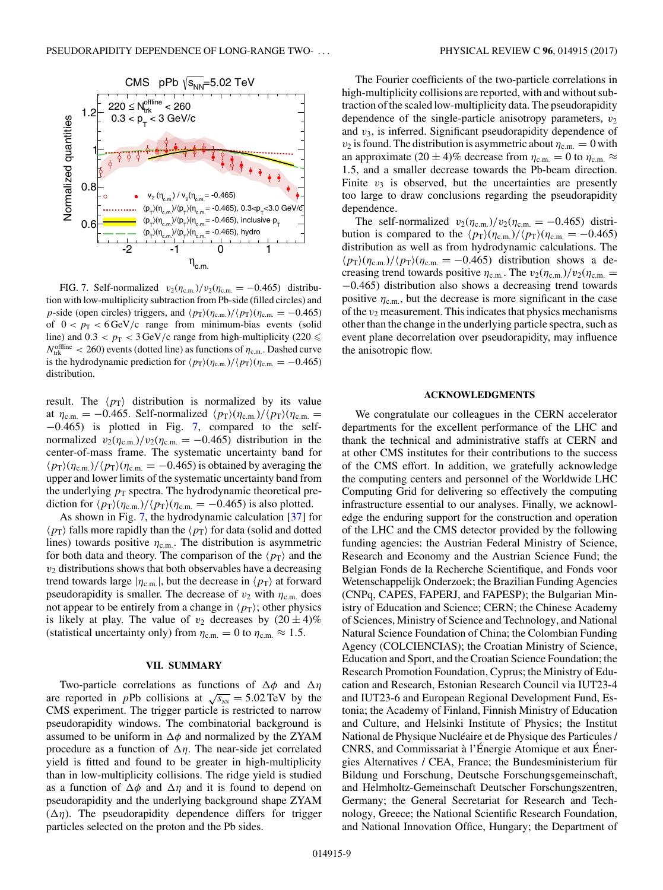FIG. 7. Self-normalized $v_2(\eta_{\mathrm{c.m.}})/v_2(\eta_{\mathrm{c.m.}} = -0.465)$ distribution with low-multiplicity subtraction from Pb-side (filled circles) and $p$-side (open circles) triggers, and $\langle p_T\rangle(\eta_{\mathrm{c.m.}})/\langle p_T\rangle(\eta_{\mathrm{c.m.}} = -0.465)$ of $0 < p_T < 6\,\mathrm{GeV}/c$ range from minimum-bias events (solid line) and $0.3 < p_T < 3\,\mathrm{GeV}/c$ range from high-multiplicity ($220 \leqslant N_{\mathrm{trk}}^{\mathrm{offline}} < 260$) events (dotted line) as functions of $\eta_{\mathrm{c.m.}}$. Dashed curve is the hydrodynamic prediction for $\langle p_T\rangle(\eta_{\mathrm{c.m.}})/\langle p_T\rangle(\eta_{\mathrm{c.m.}} = -0.465)$ distribution.

result. The $\langle p_T\rangle$ distribution is normalized by its value at $\eta_{\mathrm{c.m.}} = -0.465$. Self-normalized $\langle p_T\rangle(\eta_{\mathrm{c.m.}})/\langle p_T\rangle(\eta_{\mathrm{c.m.}} = -0.465)$ is plotted in Fig. 7, compared to the self-normalized $v_2(\eta_{\mathrm{c.m.}})/v_2(\eta_{\mathrm{c.m.}} = -0.465)$ distribution in the center-of-mass frame. The systematic uncertainty band for $\langle p_T\rangle(\eta_{\mathrm{c.m.}})/\langle p_T\rangle(\eta_{\mathrm{c.m.}} = -0.465)$ is obtained by averaging the upper and lower limits of the systematic uncertainty band from the underlying $p_T$ spectra. The hydrodynamic theoretical prediction for $\langle p_T\rangle(\eta_{\mathrm{c.m.}})/\langle p_T\rangle(\eta_{\mathrm{c.m.}} = -0.465)$ is also plotted.

As shown in Fig. 7, the hydrodynamic calculation [37] for $\langle p_T\rangle$ falls more rapidly than the $\langle p_T\rangle$ for data (solid and dotted lines) towards positive $\eta_{\mathrm{c.m.}}$. The distribution is asymmetric for both data and theory. The comparison of the $\langle p_T\rangle$ and the $v_2$ distributions shows that both observables have a decreasing trend towards large $|\eta_{\mathrm{c.m.}}|$, but the decrease in $\langle p_T\rangle$ at forward pseudorapidity is smaller. The decrease of $v_2$ with $\eta_{\mathrm{c.m.}}$ does not appear to be entirely from a change in $\langle p_T\rangle$; other physics is likely at play. The value of $v_2$ decreases by $(20 \pm 4)\%$ (statistical uncertainty only) from $\eta_{\mathrm{c.m.}} = 0$ to $\eta_{\mathrm{c.m.}} \approx 1.5$.

## VII. SUMMARY

Two-particle correlations as functions of $\Delta\phi$ and $\Delta\eta$ are reported in $p$Pb collisions at $\sqrt{s_{_{NN}}} = 5.02\,\mathrm{TeV}$ by the CMS experiment. The trigger particle is restricted to narrow pseudorapidity windows. The combinatorial background is assumed to be uniform in $\Delta\phi$ and normalized by the ZYAM procedure as a function of $\Delta\eta$. The near-side jet correlated yield is fitted and found to be greater in high-multiplicity than in low-multiplicity collisions. The ridge yield is studied as a function of $\Delta\phi$ and $\Delta\eta$ and it is found to depend on pseudorapidity and the underlying background shape ZYAM ($\Delta\eta$). The pseudorapidity dependence differs for trigger particles selected on the proton and the Pb sides.

The Fourier coefficients of the two-particle correlations in high-multiplicity collisions are reported, with and without subtraction of the scaled low-multiplicity data. The pseudorapidity dependence of the single-particle anisotropy parameters, $v_2$ and $v_3$, is inferred. Significant pseudorapidity dependence of $v_2$ is found. The distribution is asymmetric about $\eta_{\mathrm{c.m.}} = 0$ with an approximate $(20 \pm 4)\%$ decrease from $\eta_{\mathrm{c.m.}} = 0$ to $\eta_{\mathrm{c.m.}} \approx 1.5$, and a smaller decrease towards the Pb-beam direction. Finite $v_3$ is observed, but the uncertainties are presently too large to draw conclusions regarding the pseudorapidity dependence.

The self-normalized $v_2(\eta_{\mathrm{c.m.}})/v_2(\eta_{\mathrm{c.m.}} = -0.465)$ distribution is compared to the $\langle p_T\rangle(\eta_{\mathrm{c.m.}})/\langle p_T\rangle(\eta_{\mathrm{c.m.}} = -0.465)$ distribution as well as from hydrodynamic calculations. The $\langle p_T\rangle(\eta_{\mathrm{c.m.}})/\langle p_T\rangle(\eta_{\mathrm{c.m.}} = -0.465)$ distribution shows a decreasing trend towards positive $\eta_{\mathrm{c.m.}}$. The $v_2(\eta_{\mathrm{c.m.}})/v_2(\eta_{\mathrm{c.m.}} = -0.465)$ distribution also shows a decreasing trend towards positive $\eta_{\mathrm{c.m.}}$, but the decrease is more significant in the case of the $v_2$ measurement. This indicates that physics mechanisms other than the change in the underlying particle spectra, such as event plane decorrelation over pseudorapidity, may influence the anisotropic flow.

## ACKNOWLEDGMENTS

We congratulate our colleagues in the CERN accelerator departments for the excellent performance of the LHC and thank the technical and administrative staffs at CERN and at other CMS institutes for their contributions to the success of the CMS effort. In addition, we gratefully acknowledge the computing centers and personnel of the Worldwide LHC Computing Grid for delivering so effectively the computing infrastructure essential to our analyses. Finally, we acknowledge the enduring support for the construction and operation of the LHC and the CMS detector provided by the following funding agencies: the Austrian Federal Ministry of Science, Research and Economy and the Austrian Science Fund; the Belgian Fonds de la Recherche Scientifique, and Fonds voor Wetenschappelijk Onderzoek; the Brazilian Funding Agencies (CNPq, CAPES, FAPERJ, and FAPESP); the Bulgarian Ministry of Education and Science; CERN; the Chinese Academy of Sciences, Ministry of Science and Technology, and National Natural Science Foundation of China; the Colombian Funding Agency (COLCIENCIAS); the Croatian Ministry of Science, Education and Sport, and the Croatian Science Foundation; the Research Promotion Foundation, Cyprus; the Ministry of Education and Research, Estonian Research Council via IUT23-4 and IUT23-6 and European Regional Development Fund, Estonia; the Academy of Finland, Finnish Ministry of Education and Culture, and Helsinki Institute of Physics; the Institut National de Physique Nucléaire et de Physique des Particules / CNRS, and Commissariat à l'Énergie Atomique et aux Énergies Alternatives / CEA, France; the Bundesministerium für Bildung und Forschung, Deutsche Forschungsgemeinschaft, and Helmholtz-Gemeinschaft Deutscher Forschungszentren, Germany; the General Secretariat for Research and Technology, Greece; the National Scientific Research Foundation, and National Innovation Office, Hungary; the Department of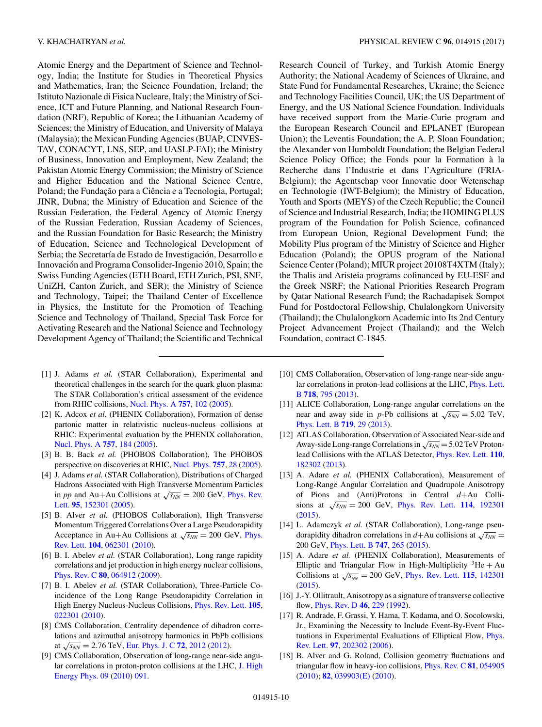Atomic Energy and the Department of Science and Technology, India; the Institute for Studies in Theoretical Physics and Mathematics, Iran; the Science Foundation, Ireland; the Istituto Nazionale di Fisica Nucleare, Italy; the Ministry of Science, ICT and Future Planning, and National Research Foundation (NRF), Republic of Korea; the Lithuanian Academy of Sciences; the Ministry of Education, and University of Malaya (Malaysia); the Mexican Funding Agencies (BUAP, CINVESTAV, CONACYT, LNS, SEP, and UASLP-FAI); the Ministry of Business, Innovation and Employment, New Zealand; the Pakistan Atomic Energy Commission; the Ministry of Science and Higher Education and the National Science Centre, Poland; the Fundação para a Ciência e a Tecnologia, Portugal; JINR, Dubna; the Ministry of Education and Science of the Russian Federation, the Federal Agency of Atomic Energy of the Russian Federation, Russian Academy of Sciences, and the Russian Foundation for Basic Research; the Ministry of Education, Science and Technological Development of Serbia; the Secretaría de Estado de Investigación, Desarrollo e Innovación and Programa Consolider-Ingenio 2010, Spain; the Swiss Funding Agencies (ETH Board, ETH Zurich, PSI, SNF, UniZH, Canton Zurich, and SER); the Ministry of Science and Technology, Taipei; the Thailand Center of Excellence in Physics, the Institute for the Promotion of Teaching Science and Technology of Thailand, Special Task Force for Activating Research and the National Science and Technology Development Agency of Thailand; the Scientific and Technical Research Council of Turkey, and Turkish Atomic Energy Authority; the National Academy of Sciences of Ukraine, and State Fund for Fundamental Researches, Ukraine; the Science and Technology Facilities Council, UK; the US Department of Energy, and the US National Science Foundation. Individuals have received support from the Marie-Curie program and the European Research Council and EPLANET (European Union); the Leventis Foundation; the A. P. Sloan Foundation; the Alexander von Humboldt Foundation; the Belgian Federal Science Policy Office; the Fonds pour la Formation à la Recherche dans l'Industrie et dans l'Agriculture (FRIA-Belgium); the Agentschap voor Innovatie door Wetenschap en Technologie (IWT-Belgium); the Ministry of Education, Youth and Sports (MEYS) of the Czech Republic; the Council of Science and Industrial Research, India; the HOMING PLUS program of the Foundation for Polish Science, cofinanced from European Union, Regional Development Fund; the Mobility Plus program of the Ministry of Science and Higher Education (Poland); the OPUS program of the National Science Center (Poland); MIUR project 20108T4XTM (Italy); the Thalis and Aristeia programs cofinanced by EU-ESF and the Greek NSRF; the National Priorities Research Program by Qatar National Research Fund; the Rachadapisek Sompot Fund for Postdoctoral Fellowship, Chulalongkorn University (Thailand); the Chulalongkorn Academic into Its 2nd Century Project Advancement Project (Thailand); and the Welch Foundation, contract C-1845.

---

[1] J. Adams *et al.* (STAR Collaboration), Experimental and theoretical challenges in the search for the quark gluon plasma: The STAR Collaboration's critical assessment of the evidence from RHIC collisions, Nucl. Phys. A **757**, 102 (2005).

[2] K. Adcox *et al.* (PHENIX Collaboration), Formation of dense partonic matter in relativistic nucleus-nucleus collisions at RHIC: Experimental evaluation by the PHENIX collaboration, Nucl. Phys. A **757**, 184 (2005).

[3] B. B. Back *et al.* (PHOBOS Collaboration), The PHOBOS perspective on discoveries at RHIC, Nucl. Phys. **757**, 28 (2005).

[4] J. Adams *et al.* (STAR Collaboration), Distributions of Charged Hadrons Associated with High Transverse Momentum Particles in *pp* and Au+Au Collisions at $\sqrt{s_{NN}} = 200$ GeV, Phys. Rev. Lett. **95**, 152301 (2005).

[5] B. Alver *et al.* (PHOBOS Collaboration), High Transverse Momentum Triggered Correlations Over a Large Pseudorapidity Acceptance in Au+Au Collisions at $\sqrt{s_{NN}} = 200$ GeV, Phys. Rev. Lett. **104**, 062301 (2010).

[6] B. I. Abelev *et al.* (STAR Collaboration), Long range rapidity correlations and jet production in high energy nuclear collisions, Phys. Rev. C **80**, 064912 (2009).

[7] B. I. Abelev *et al.* (STAR Collaboration), Three-Particle Coincidence of the Long Range Pseudorapidity Correlation in High Energy Nucleus-Nucleus Collisions, Phys. Rev. Lett. **105**, 022301 (2010).

[8] CMS Collaboration, Centrality dependence of dihadron correlations and azimuthal anisotropy harmonics in PbPb collisions at $\sqrt{s_{NN}} = 2.76$ TeV, Eur. Phys. J. C **72**, 2012 (2012).

[9] CMS Collaboration, Observation of long-range near-side angular correlations in proton-proton collisions at the LHC, J. High Energy Phys. 09 (2010) 091.

[10] CMS Collaboration, Observation of long-range near-side angular correlations in proton-lead collisions at the LHC, Phys. Lett. B **718**, 795 (2013).

[11] ALICE Collaboration, Long-range angular correlations on the near and away side in *p*-Pb collisions at $\sqrt{s_{NN}} = 5.02$ TeV, Phys. Lett. B **719**, 29 (2013).

[12] ATLAS Collaboration, Observation of Associated Near-side and Away-side Long-range Correlations in $\sqrt{s_{NN}} = 5.02$ TeV Proton-lead Collisions with the ATLAS Detector, Phys. Rev. Lett. **110**, 182302 (2013).

[13] A. Adare *et al.* (PHENIX Collaboration), Measurement of Long-Range Angular Correlation and Quadrupole Anisotropy of Pions and (Anti)Protons in Central *d*+Au Collisions at $\sqrt{s_{NN}} = 200$ GeV, Phys. Rev. Lett. **114**, 192301 (2015).

[14] L. Adamczyk *et al.* (STAR Collaboration), Long-range pseudorapidity dihadron correlations in *d*+Au collisions at $\sqrt{s_{NN}} = 200$ GeV, Phys. Lett. B **747**, 265 (2015).

[15] A. Adare *et al.* (PHENIX Collaboration), Measurements of Elliptic and Triangular Flow in High-Multiplicity $^{3}$He + Au Collisions at $\sqrt{s_{NN}} = 200$ GeV, Phys. Rev. Lett. **115**, 142301 (2015).

[16] J.-Y. Ollitrault, Anisotropy as a signature of transverse collective flow, Phys. Rev. D **46**, 229 (1992).

[17] R. Andrade, F. Grassi, Y. Hama, T. Kodama, and O. Socolowski, Jr., Examining the Necessity to Include Event-By-Event Fluctuations in Experimental Evaluations of Elliptical Flow, Phys. Rev. Lett. **97**, 202302 (2006).

[18] B. Alver and G. Roland, Collision geometry fluctuations and triangular flow in heavy-ion collisions, Phys. Rev. C **81**, 054905 (2010); **82**, 039903(E) (2010).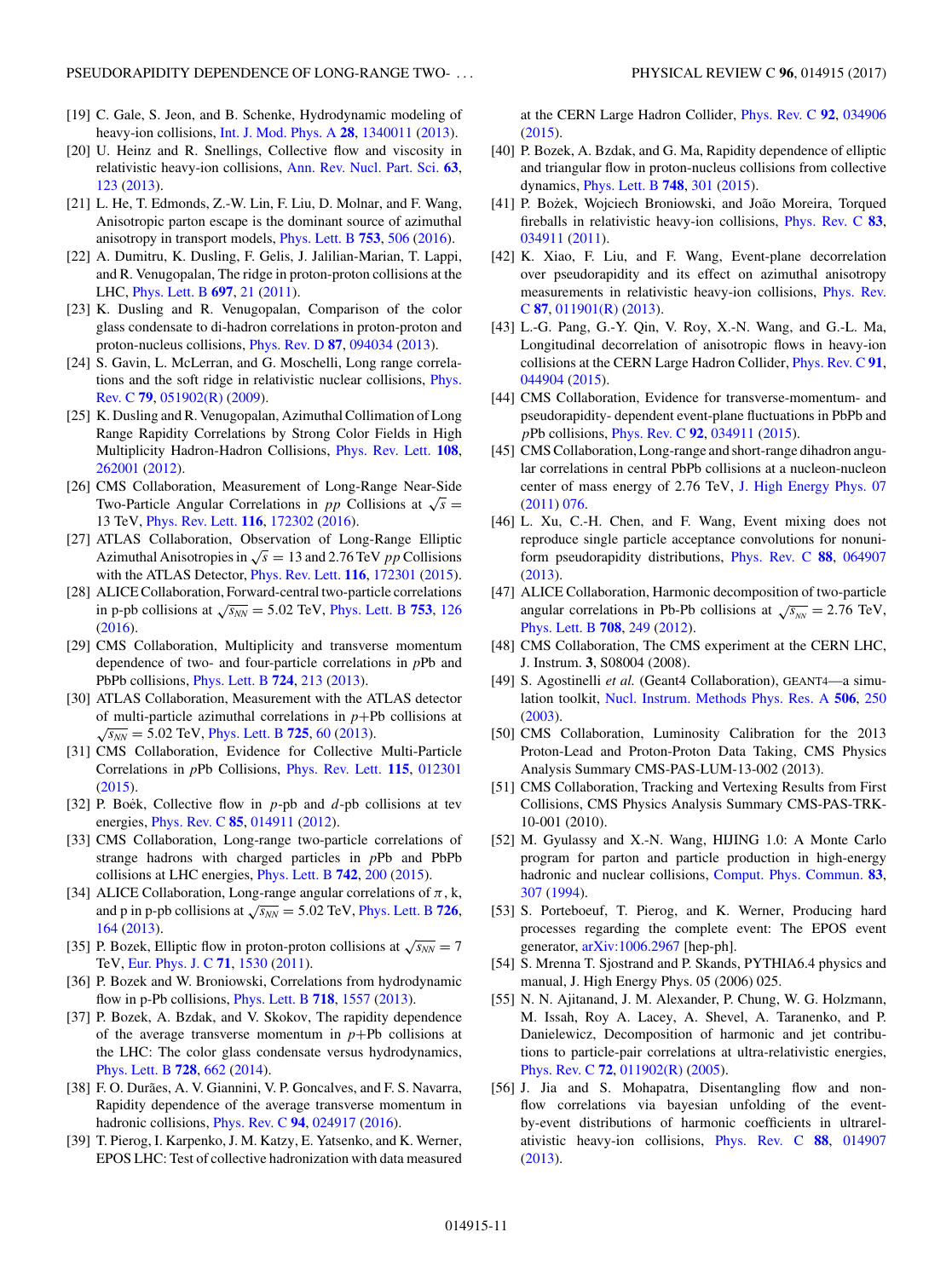[19] C. Gale, S. Jeon, and B. Schenke, Hydrodynamic modeling of heavy-ion collisions, Int. J. Mod. Phys. A **28**, 1340011 (2013).

[20] U. Heinz and R. Snellings, Collective flow and viscosity in relativistic heavy-ion collisions, Ann. Rev. Nucl. Part. Sci. **63**, 123 (2013).

[21] L. He, T. Edmonds, Z.-W. Lin, F. Liu, D. Molnar, and F. Wang, Anisotropic parton escape is the dominant source of azimuthal anisotropy in transport models, Phys. Lett. B **753**, 506 (2016).

[22] A. Dumitru, K. Dusling, F. Gelis, J. Jalilian-Marian, T. Lappi, and R. Venugopalan, The ridge in proton-proton collisions at the LHC, Phys. Lett. B **697**, 21 (2011).

[23] K. Dusling and R. Venugopalan, Comparison of the color glass condensate to di-hadron correlations in proton-proton and proton-nucleus collisions, Phys. Rev. D **87**, 094034 (2013).

[24] S. Gavin, L. McLerran, and G. Moschelli, Long range correlations and the soft ridge in relativistic nuclear collisions, Phys. Rev. C **79**, 051902(R) (2009).

[25] K. Dusling and R. Venugopalan, Azimuthal Collimation of Long Range Rapidity Correlations by Strong Color Fields in High Multiplicity Hadron-Hadron Collisions, Phys. Rev. Lett. **108**, 262001 (2012).

[26] CMS Collaboration, Measurement of Long-Range Near-Side Two-Particle Angular Correlations in *pp* Collisions at $\sqrt{s} =$ 13 TeV, Phys. Rev. Lett. **116**, 172302 (2016).

[27] ATLAS Collaboration, Observation of Long-Range Elliptic Azimuthal Anisotropies in $\sqrt{s} = 13$ and 2.76 TeV *pp* Collisions with the ATLAS Detector, Phys. Rev. Lett. **116**, 172301 (2015).

[28] ALICE Collaboration, Forward-central two-particle correlations in p-pb collisions at $\sqrt{s_{NN}} = 5.02$ TeV, Phys. Lett. B **753**, 126 (2016).

[29] CMS Collaboration, Multiplicity and transverse momentum dependence of two- and four-particle correlations in *p*Pb and PbPb collisions, Phys. Lett. B **724**, 213 (2013).

[30] ATLAS Collaboration, Measurement with the ATLAS detector of multi-particle azimuthal correlations in *p*+Pb collisions at $\sqrt{s_{NN}} = 5.02$ TeV, Phys. Lett. B **725**, 60 (2013).

[31] CMS Collaboration, Evidence for Collective Multi-Particle Correlations in *p*Pb Collisions, Phys. Rev. Lett. **115**, 012301 (2015).

[32] P. Boėk, Collective flow in *p*-pb and *d*-pb collisions at tev energies, Phys. Rev. C **85**, 014911 (2012).

[33] CMS Collaboration, Long-range two-particle correlations of strange hadrons with charged particles in *p*Pb and PbPb collisions at LHC energies, Phys. Lett. B **742**, 200 (2015).

[34] ALICE Collaboration, Long-range angular correlations of $\pi$, k, and p in p-pb collisions at $\sqrt{s_{NN}} = 5.02$ TeV, Phys. Lett. B **726**, 164 (2013).

[35] P. Bozek, Elliptic flow in proton-proton collisions at $\sqrt{s_{NN}} = 7$ TeV, Eur. Phys. J. C **71**, 1530 (2011).

[36] P. Bozek and W. Broniowski, Correlations from hydrodynamic flow in p-Pb collisions, Phys. Lett. B **718**, 1557 (2013).

[37] P. Bozek, A. Bzdak, and V. Skokov, The rapidity dependence of the average transverse momentum in *p*+Pb collisions at the LHC: The color glass condensate versus hydrodynamics, Phys. Lett. B **728**, 662 (2014).

[38] F. O. Durães, A. V. Giannini, V. P. Goncalves, and F. S. Navarra, Rapidity dependence of the average transverse momentum in hadronic collisions, Phys. Rev. C **94**, 024917 (2016).

[39] T. Pierog, I. Karpenko, J. M. Katzy, E. Yatsenko, and K. Werner, EPOS LHC: Test of collective hadronization with data measured at the CERN Large Hadron Collider, Phys. Rev. C **92**, 034906 (2015).

[40] P. Bozek, A. Bzdak, and G. Ma, Rapidity dependence of elliptic and triangular flow in proton-nucleus collisions from collective dynamics, Phys. Lett. B **748**, 301 (2015).

[41] P. Bożek, Wojciech Broniowski, and João Moreira, Torqued fireballs in relativistic heavy-ion collisions, Phys. Rev. C **83**, 034911 (2011).

[42] K. Xiao, F. Liu, and F. Wang, Event-plane decorrelation over pseudorapidity and its effect on azimuthal anisotropy measurements in relativistic heavy-ion collisions, Phys. Rev. C **87**, 011901(R) (2013).

[43] L.-G. Pang, G.-Y. Qin, V. Roy, X.-N. Wang, and G.-L. Ma, Longitudinal decorrelation of anisotropic flows in heavy-ion collisions at the CERN Large Hadron Collider, Phys. Rev. C **91**, 044904 (2015).

[44] CMS Collaboration, Evidence for transverse-momentum- and pseudorapidity- dependent event-plane fluctuations in PbPb and *p*Pb collisions, Phys. Rev. C **92**, 034911 (2015).

[45] CMS Collaboration, Long-range and short-range dihadron angular correlations in central PbPb collisions at a nucleon-nucleon center of mass energy of 2.76 TeV, J. High Energy Phys. 07 (2011) 076.

[46] L. Xu, C.-H. Chen, and F. Wang, Event mixing does not reproduce single particle acceptance convolutions for nonuniform pseudorapidity distributions, Phys. Rev. C **88**, 064907 (2013).

[47] ALICE Collaboration, Harmonic decomposition of two-particle angular correlations in Pb-Pb collisions at $\sqrt{s_{NN}} = 2.76$ TeV, Phys. Lett. B **708**, 249 (2012).

[48] CMS Collaboration, The CMS experiment at the CERN LHC, J. Instrum. **3**, S08004 (2008).

[49] S. Agostinelli *et al.* (Geant4 Collaboration), GEANT4—a simulation toolkit, Nucl. Instrum. Methods Phys. Res. A **506**, 250 (2003).

[50] CMS Collaboration, Luminosity Calibration for the 2013 Proton-Lead and Proton-Proton Data Taking, CMS Physics Analysis Summary CMS-PAS-LUM-13-002 (2013).

[51] CMS Collaboration, Tracking and Vertexing Results from First Collisions, CMS Physics Analysis Summary CMS-PAS-TRK-10-001 (2010).

[52] M. Gyulassy and X.-N. Wang, HIJING 1.0: A Monte Carlo program for parton and particle production in high-energy hadronic and nuclear collisions, Comput. Phys. Commun. **83**, 307 (1994).

[53] S. Porteboeuf, T. Pierog, and K. Werner, Producing hard processes regarding the complete event: The EPOS event generator, arXiv:1006.2967 [hep-ph].

[54] S. Mrenna T. Sjostrand and P. Skands, PYTHIA6.4 physics and manual, J. High Energy Phys. 05 (2006) 025.

[55] N. N. Ajitanand, J. M. Alexander, P. Chung, W. G. Holzmann, M. Issah, Roy A. Lacey, A. Shevel, A. Taranenko, and P. Danielewicz, Decomposition of harmonic and jet contributions to particle-pair correlations at ultra-relativistic energies, Phys. Rev. C **72**, 011902(R) (2005).

[56] J. Jia and S. Mohapatra, Disentangling flow and nonflow correlations via bayesian unfolding of the event-by-event distributions of harmonic coefficients in ultrarelativistic heavy-ion collisions, Phys. Rev. C **88**, 014907 (2013).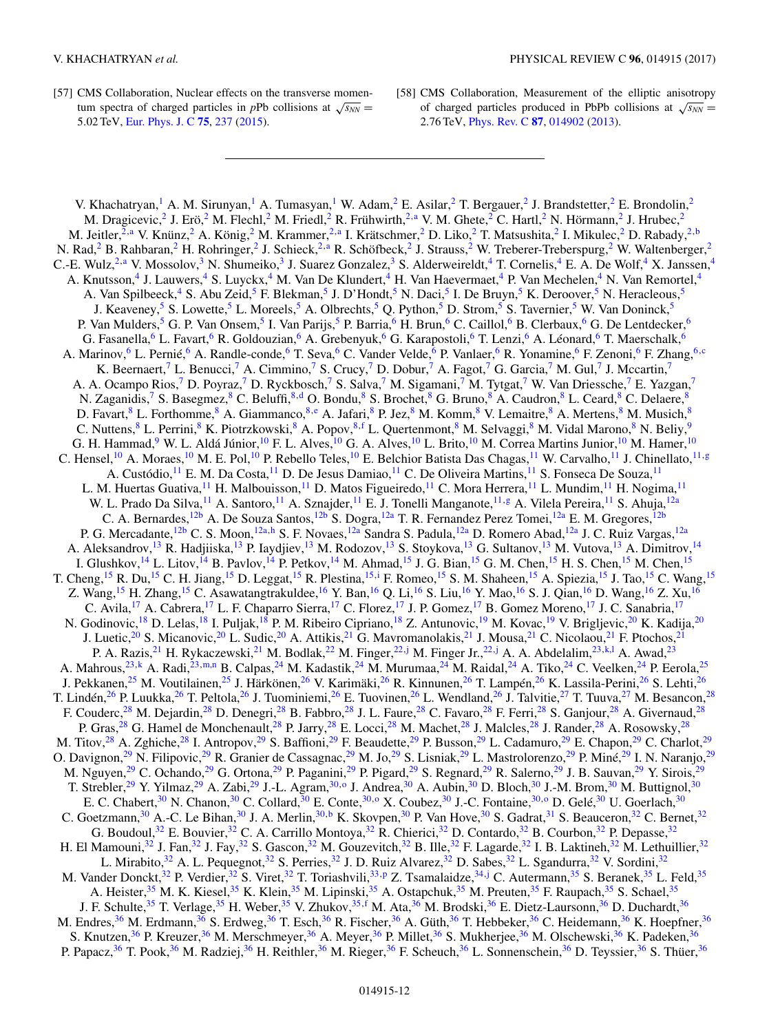[57] CMS Collaboration, Nuclear effects on the transverse momentum spectra of charged particles in *p*Pb collisions at $\sqrt{s_{NN}} = 5.02$ TeV, Eur. Phys. J. C **75**, 237 (2015).

[58] CMS Collaboration, Measurement of the elliptic anisotropy of charged particles produced in PbPb collisions at $\sqrt{s_{NN}} = 2.76$ TeV, Phys. Rev. C **87**, 014902 (2013).

---

V. Khachatryan,[1] A. M. Sirunyan,[1] A. Tumasyan,[1] W. Adam,[2] E. Asilar,[2] T. Bergauer,[2] J. Brandstetter,[2] E. Brondolin,[2] M. Dragicevic,[2] J. Erö,[2] M. Flechl,[2] M. Friedl,[2] R. Frühwirth,[2,a] V. M. Ghete,[2] C. Hartl,[2] N. Hörmann,[2] J. Hrubec,[2] M. Jeitler,[2,a] V. Knünz,[2] A. König,[2] M. Krammer,[2,a] I. Krätschmer,[2] D. Liko,[2] T. Matsushita,[2] I. Mikulec,[2] D. Rabady,[2,b] N. Rad,[2] B. Rahbaran,[2] H. Rohringer,[2] J. Schieck,[2,a] R. Schöfbeck,[2] J. Strauss,[2] W. Treberer-Treberspurg,[2] W. Waltenberger,[2] C.-E. Wulz,[2,a] V. Mossolov,[3] N. Shumeiko,[3] J. Suarez Gonzalez,[3] S. Alderweireldt,[4] T. Cornelis,[4] E. A. De Wolf,[4] X. Janssen,[4] A. Knutsson,[4] J. Lauwers,[4] S. Luyckx,[4] M. Van De Klundert,[4] H. Van Haevermaet,[4] P. Van Mechelen,[4] N. Van Remortel,[4] A. Van Spilbeeck,[4] S. Abu Zeid,[5] F. Blekman,[5] J. D'Hondt,[5] N. Daci,[5] I. De Bruyn,[5] K. Deroover,[5] N. Heracleous,[5] J. Keaveney,[5] S. Lowette,[5] L. Moreels,[5] A. Olbrechts,[5] Q. Python,[5] D. Strom,[5] S. Tavernier,[5] W. Van Doninck,[5] P. Van Mulders,[5] G. P. Van Onsem,[5] I. Van Parijs,[5] P. Barria,[6] H. Brun,[6] C. Caillol,[6] B. Clerbaux,[6] G. De Lentdecker,[6] G. Fasanella,[6] L. Favart,[6] R. Goldouzian,[6] A. Grebenyuk,[6] G. Karapostoli,[6] T. Lenzi,[6] A. Léonard,[6] T. Maerschalk,[6] A. Marinov,[6] L. Pernié,[6] A. Randle-conde,[6] T. Seva,[6] C. Vander Velde,[6] P. Vanlaer,[6] R. Yonamine,[6] F. Zenoni,[6] F. Zhang,[6,c] K. Beernaert,[7] L. Benucci,[7] A. Cimmino,[7] S. Crucy,[7] D. Dobur,[7] A. Fagot,[7] G. Garcia,[7] M. Gul,[7] J. Mccartin,[7] A. A. Ocampo Rios,[7] D. Poyraz,[7] D. Ryckbosch,[7] S. Salva,[7] M. Sigamani,[7] M. Tytgat,[7] W. Van Driessche,[7] E. Yazgan,[7] N. Zaganidis,[7] S. Basegmez,[8] C. Beluffi,[8,d] O. Bondu,[8] S. Brochet,[8] G. Bruno,[8] A. Caudron,[8] L. Ceard,[8] C. Delaere,[8] D. Favart,[8] L. Forthomme,[8] A. Giammanco,[8,e] A. Jafari,[8] P. Jez,[8] M. Komm,[8] V. Lemaitre,[8] A. Mertens,[8] M. Musich,[8] C. Nuttens,[8] L. Perrini,[8] K. Piotrzkowski,[8] A. Popov,[8,f] L. Quertenmont,[8] M. Selvaggi,[8] M. Vidal Marono,[8] N. Beliy,[9] G. H. Hammad,[9] W. L. Aldá Júnior,[10] F. L. Alves,[10] G. A. Alves,[10] L. Brito,[10] M. Correa Martins Junior,[10] M. Hamer,[10] C. Hensel,[10] A. Moraes,[10] M. E. Pol,[10] P. Rebello Teles,[10] E. Belchior Batista Das Chagas,[11] W. Carvalho,[11] J. Chinellato,[11,g] A. Custódio,[11] E. M. Da Costa,[11] D. De Jesus Damiao,[11] C. De Oliveira Martins,[11] S. Fonseca De Souza,[11] L. M. Huertas Guativa,[11] H. Malbouisson,[11] D. Matos Figueiredo,[11] C. Mora Herrera,[11] L. Mundim,[11] H. Nogima,[11] W. L. Prado Da Silva,[11] A. Santoro,[11] A. Sznajder,[11] E. J. Tonelli Manganote,[11,g] A. Vilela Pereira,[11] S. Ahuja,[12a] C. A. Bernardes,[12b] A. De Souza Santos,[12b] S. Dogra,[12a] T. R. Fernandez Perez Tomei,[12a] E. M. Gregores,[12b] P. G. Mercadante,[12b] C. S. Moon,[12a,h] S. F. Novaes,[12a] Sandra S. Padula,[12a] D. Romero Abad,[12a] J. C. Ruiz Vargas,[12a] A. Aleksandrov,[13] R. Hadjiiska,[13] P. Iaydjiev,[13] M. Rodozov,[13] S. Stoykova,[13] G. Sultanov,[13] M. Vutova,[13] A. Dimitrov,[14] I. Glushkov,[14] L. Litov,[14] B. Pavlov,[14] P. Petkov,[14] M. Ahmad,[15] J. G. Bian,[15] G. M. Chen,[15] H. S. Chen,[15] M. Chen,[15] T. Cheng,[15] R. Du,[15] C. H. Jiang,[15] D. Leggat,[15] R. Plestina,[15,i] F. Romeo,[15] S. M. Shaheen,[15] A. Spiezia,[15] J. Tao,[15] C. Wang,[15] Z. Wang,[15] H. Zhang,[15] C. Asawatangtrakuldee,[16] Y. Ban,[16] Q. Li,[16] S. Liu,[16] Y. Mao,[16] S. J. Qian,[16] D. Wang,[16] Z. Xu,[16] C. Avila,[17] A. Cabrera,[17] L. F. Chaparro Sierra,[17] C. Florez,[17] J. P. Gomez,[17] B. Gomez Moreno,[17] J. C. Sanabria,[17] N. Godinovic,[18] D. Lelas,[18] I. Puljak,[18] P. M. Ribeiro Cipriano,[18] Z. Antunovic,[19] M. Kovac,[19] V. Brigljevic,[20] K. Kadija,[20] J. Luetic,[20] S. Micanovic,[20] L. Sudic,[20] A. Attikis,[21] G. Mavromanolakis,[21] J. Mousa,[21] C. Nicolaou,[21] F. Ptochos,[21] P. A. Razis,[21] H. Rykaczewski,[21] M. Bodlak,[22] M. Finger,[22,j] M. Finger Jr.,[22,j] A. A. Abdelalim,[23,k,l] A. Awad,[23] A. Mahrous,[23,k] A. Radi,[23,m,n] B. Calpas,[24] M. Kadastik,[24] M. Murumaa,[24] M. Raidal,[24] A. Tiko,[24] C. Veelken,[24] P. Eerola,[25] J. Pekkanen,[25] M. Voutilainen,[25] J. Härkönen,[26] V. Karimäki,[26] R. Kinnunen,[26] T. Lampén,[26] K. Lassila-Perini,[26] S. Lehti,[26] T. Lindén,[26] P. Luukka,[26] T. Peltola,[26] J. Tuominiemi,[26] E. Tuovinen,[26] L. Wendland,[26] J. Talvitie,[27] T. Tuuva,[27] M. Besancon,[28] F. Couderc,[28] M. Dejardin,[28] D. Denegri,[28] B. Fabbro,[28] J. L. Faure,[28] C. Favaro,[28] F. Ferri,[28] S. Ganjour,[28] A. Givernaud,[28] P. Gras,[28] G. Hamel de Monchenault,[28] P. Jarry,[28] E. Locci,[28] M. Machet,[28] J. Malcles,[28] J. Rander,[28] A. Rosowsky,[28] M. Titov,[28] A. Zghiche,[28] I. Antropov,[29] S. Baffioni,[29] F. Beaudette,[29] P. Busson,[29] L. Cadamuro,[29] E. Chapon,[29] C. Charlot,[29] O. Davignon,[29] N. Filipovic,[29] R. Granier de Cassagnac,[29] M. Jo,[29] S. Lisniak,[29] L. Mastrolorenzo,[29] P. Miné,[29] I. N. Naranjo,[29] M. Nguyen,[29] C. Ochando,[29] G. Ortona,[29] P. Paganini,[29] P. Pigard,[29] S. Regnard,[29] R. Salerno,[29] J. B. Sauvan,[29] Y. Sirois,[29] T. Strebler,[29] Y. Yilmaz,[29] A. Zabi,[29] J.-L. Agram,[30,o] J. Andrea,[30] A. Aubin,[30] D. Bloch,[30] J.-M. Brom,[30] M. Buttignol,[30] E. C. Chabert,[30] N. Chanon,[30] C. Collard,[30] E. Conte,[30,o] X. Coubez,[30] J.-C. Fontaine,[30,o] D. Gelé,[30] U. Goerlach,[30] C. Goetzmann,[30] A.-C. Le Bihan,[30] J. A. Merlin,[30,b] K. Skovpen,[30] P. Van Hove,[30] S. Gadrat,[31] S. Beauceron,[32] C. Bernet,[32] G. Boudoul,[32] E. Bouvier,[32] C. A. Carrillo Montoya,[32] R. Chierici,[32] D. Contardo,[32] B. Courbon,[32] P. Depasse,[32] H. El Mamouni,[32] J. Fan,[32] J. Fay,[32] S. Gascon,[32] M. Gouzevitch,[32] B. Ille,[32] F. Lagarde,[32] I. B. Laktineh,[32] M. Lethuillier,[32] L. Mirabito,[32] A. L. Pequegnot,[32] S. Perries,[32] J. D. Ruiz Alvarez,[32] D. Sabes,[32] L. Sgandurra,[32] V. Sordini,[32] M. Vander Donckt,[32] P. Verdier,[32] S. Viret,[32] T. Toriashvili,[33,p] Z. Tsamalaidze,[34,j] C. Autermann,[35] S. Beranek,[35] L. Feld,[35] A. Heister,[35] M. K. Kiesel,[35] K. Klein,[35] M. Lipinski,[35] A. Ostapchuk,[35] M. Preuten,[35] F. Raupach,[35] S. Schael,[35] J. F. Schulte,[35] T. Verlage,[35] H. Weber,[35] V. Zhukov,[35,f] M. Ata,[36] M. Brodski,[36] E. Dietz-Laursonn,[36] D. Duchardt,[36] M. Endres,[36] M. Erdmann,[36] S. Erdweg,[36] T. Esch,[36] R. Fischer,[36] A. Güth,[36] T. Hebbeker,[36] C. Heidemann,[36] K. Hoepfner,[36] S. Knutzen,[36] P. Kreuzer,[36] M. Merschmeyer,[36] A. Meyer,[36] P. Millet,[36] S. Mukherjee,[36] M. Olschewski,[36] K. Padeken,[36] P. Papacz,[36] T. Pook,[36] M. Radziej,[36] H. Reithler,[36] M. Rieger,[36] F. Scheuch,[36] L. Sonnenschein,[36] D. Teyssier,[36] S. Thüer,[36]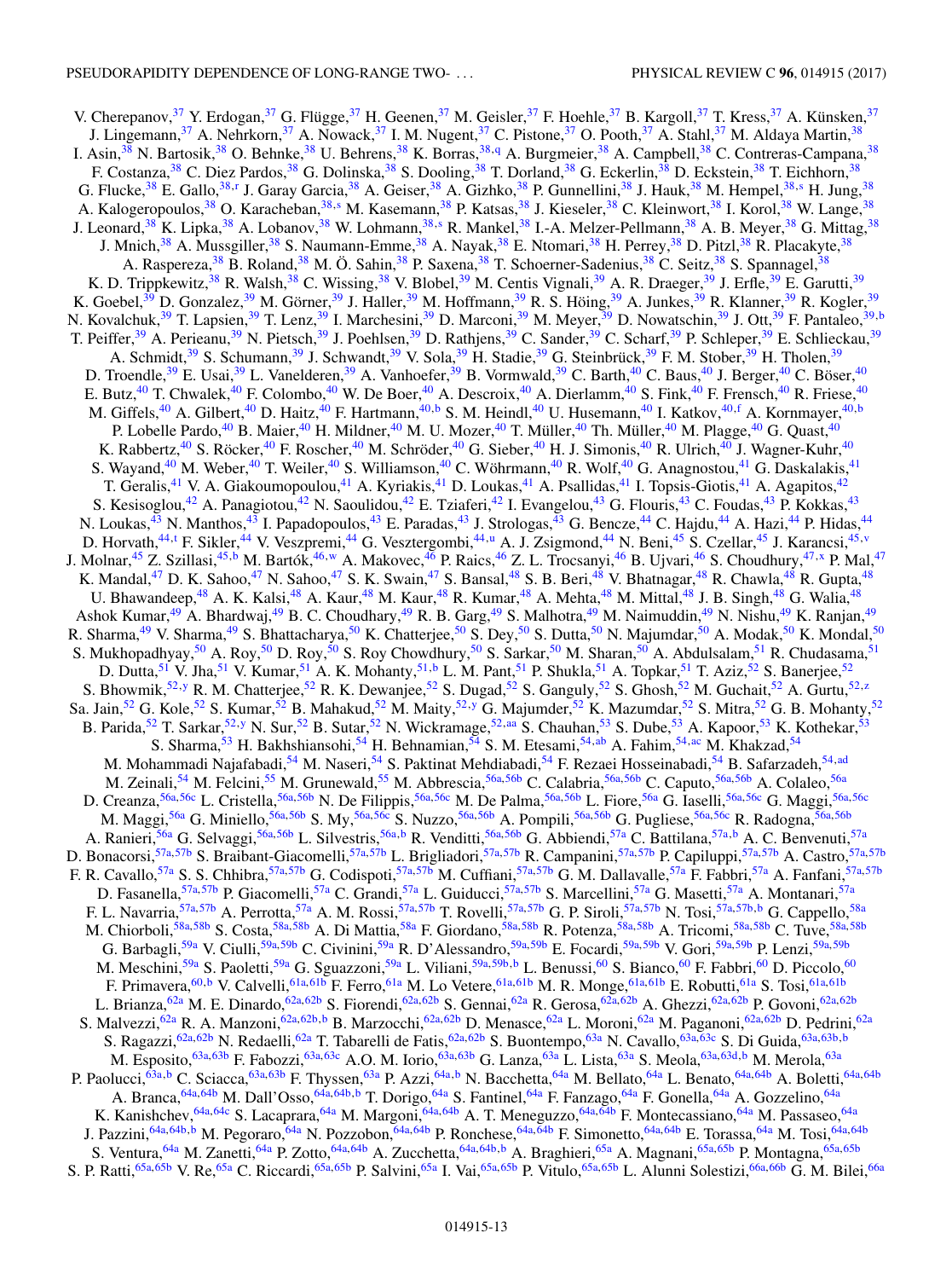V. Cherepanov,[37] Y. Erdogan,[37] G. Flügge,[37] H. Geenen,[37] M. Geisler,[37] F. Hoehle,[37] B. Kargoll,[37] T. Kress,[37] A. Künsken,[37] J. Lingemann,[37] A. Nehrkorn,[37] A. Nowack,[37] I. M. Nugent,[37] C. Pistone,[37] O. Pooth,[37] A. Stahl,[37] M. Aldaya Martin,[38] I. Asin,[38] N. Bartosik,[38] O. Behnke,[38] U. Behrens,[38] K. Borras,[38,q] A. Burgmeier,[38] A. Campbell,[38] C. Contreras-Campana,[38] F. Costanza,[38] C. Diez Pardos,[38] G. Dolinska,[38] S. Dooling,[38] T. Dorland,[38] G. Eckerlin,[38] D. Eckstein,[38] T. Eichhorn,[38] G. Flucke,[38] E. Gallo,[38,r] J. Garay Garcia,[38] A. Geiser,[38] A. Gizhko,[38] P. Gunnellini,[38] J. Hauk,[38] M. Hempel,[38,s] H. Jung,[38] A. Kalogeropoulos,[38] O. Karacheban,[38,s] M. Kasemann,[38] P. Katsas,[38] J. Kieseler,[38] C. Kleinwort,[38] I. Korol,[38] W. Lange,[38] J. Leonard,[38] K. Lipka,[38] A. Lobanov,[38] W. Lohmann,[38,s] R. Mankel,[38] I.-A. Melzer-Pellmann,[38] A. B. Meyer,[38] G. Mittag,[38] J. Mnich,[38] A. Mussgiller,[38] S. Naumann-Emme,[38] A. Nayak,[38] E. Ntomari,[38] H. Perrey,[38] D. Pitzl,[38] R. Placakyte,[38] A. Raspereza,[38] B. Roland,[38] M. Ö. Sahin,[38] P. Saxena,[38] T. Schoerner-Sadenius,[38] C. Seitz,[38] S. Spannagel,[38] K. D. Trippkewitz,[38] R. Walsh,[38] C. Wissing,[38] V. Blobel,[39] M. Centis Vignali,[39] A. R. Draeger,[39] J. Erfle,[39] E. Garutti,[39] K. Goebel,[39] D. Gonzalez,[39] M. Görner,[39] J. Haller,[39] M. Hoffmann,[39] R. S. Höing,[39] A. Junkes,[39] R. Klanner,[39] R. Kogler,[39] N. Kovalchuk,[39] T. Lapsien,[39] T. Lenz,[39] I. Marchesini,[39] D. Marconi,[39] M. Meyer,[39] D. Nowatschin,[39] J. Ott,[39] F. Pantaleo,[39,b] T. Peiffer,[39] A. Perieanu,[39] N. Pietsch,[39] J. Poehlsen,[39] D. Rathjens,[39] C. Sander,[39] C. Scharf,[39] P. Schleper,[39] E. Schlieckau,[39] A. Schmidt,[39] S. Schumann,[39] J. Schwandt,[39] V. Sola,[39] H. Stadie,[39] G. Steinbrück,[39] F. M. Stober,[39] H. Tholen,[39] D. Troendle,[39] E. Usai,[39] L. Vanelderen,[39] A. Vanhoefer,[39] B. Vormwald,[39] C. Barth,[40] C. Baus,[40] J. Berger,[40] C. Böser,[40] E. Butz,[40] T. Chwalek,[40] F. Colombo,[40] W. De Boer,[40] A. Descroix,[40] A. Dierlamm,[40] S. Fink,[40] F. Frensch,[40] R. Friese,[40] M. Giffels,[40] A. Gilbert,[40] D. Haitz,[40] F. Hartmann,[40,b] S. M. Heindl,[40] U. Husemann,[40] I. Katkov,[40,f] A. Kornmayer,[40,b] P. Lobelle Pardo,[40] B. Maier,[40] H. Mildner,[40] M. U. Mozer,[40] T. Müller,[40] Th. Müller,[40] M. Plagge,[40] G. Quast,[40] K. Rabbertz,[40] S. Röcker,[40] F. Roscher,[40] M. Schröder,[40] G. Sieber,[40] H. J. Simonis,[40] R. Ulrich,[40] J. Wagner-Kuhr,[40] S. Wayand,[40] M. Weber,[40] T. Weiler,[40] S. Williamson,[40] C. Wöhrmann,[40] R. Wolf,[40] G. Anagnostou,[41] G. Daskalakis,[41] T. Geralis,[41] V. A. Giakoumopoulou,[41] A. Kyriakis,[41] D. Loukas,[41] A. Psallidas,[41] I. Topsis-Giotis,[41] A. Agapitos,[42] S. Kesisoglou,[42] A. Panagiotou,[42] N. Saoulidou,[42] E. Tziaferi,[42] I. Evangelou,[43] G. Flouris,[43] C. Foudas,[43] P. Kokkas,[43] N. Loukas,[43] N. Manthos,[43] I. Papadopoulos,[43] E. Paradas,[43] J. Strologas,[43] G. Bencze,[44] C. Hajdu,[44] A. Hazi,[44] P. Hidas,[44] D. Horvath,[44,t] F. Sikler,[44] V. Veszpremi,[44] G. Vesztergombi,[44,u] A. J. Zsigmond,[44] N. Beni,[45] S. Czellar,[45] J. Karancsi,[45,v] J. Molnar,[45] Z. Szillasi,[45,b] M. Bartók,[46,w] A. Makovec,[46] P. Raics,[46] Z. L. Trocsanyi,[46] B. Ujvari,[46] S. Choudhury,[47,x] P. Mal,[47] K. Mandal,[47] D. K. Sahoo,[47] N. Sahoo,[47] S. K. Swain,[47] S. Bansal,[48] S. B. Beri,[48] V. Bhatnagar,[48] R. Chawla,[48] R. Gupta,[48] U. Bhawandeep,[48] A. K. Kalsi,[48] A. Kaur,[48] M. Kaur,[48] R. Kumar,[48] A. Mehta,[48] M. Mittal,[48] J. B. Singh,[48] G. Walia,[48] Ashok Kumar,[49] A. Bhardwaj,[49] B. C. Choudhary,[49] R. B. Garg,[49] S. Malhotra,[49] M. Naimuddin,[49] N. Nishu,[49] K. Ranjan,[49] R. Sharma,[49] V. Sharma,[49] S. Bhattacharya,[50] K. Chatterjee,[50] S. Dey,[50] S. Dutta,[50] N. Majumdar,[50] A. Modak,[50] K. Mondal,[50] S. Mukhopadhyay,[50] A. Roy,[50] D. Roy,[50] S. Roy Chowdhury,[50] S. Sarkar,[50] M. Sharan,[50] A. Abdulsalam,[51] R. Chudasama,[51] D. Dutta,[51] V. Jha,[51] V. Kumar,[51] A. K. Mohanty,[51,b] L. M. Pant,[51] P. Shukla,[51] A. Topkar,[51] T. Aziz,[52] S. Banerjee,[52] S. Bhowmik,[52,y] R. M. Chatterjee,[52] R. K. Dewanjee,[52] S. Dugad,[52] S. Ganguly,[52] S. Ghosh,[52] M. Guchait,[52] A. Gurtu,[52,z] Sa. Jain,[52] G. Kole,[52] S. Kumar,[52] B. Mahakud,[52] M. Maity,[52,y] G. Majumder,[52] K. Mazumdar,[52] S. Mitra,[52] G. B. Mohanty,[52] B. Parida,[52] T. Sarkar,[52,y] N. Sur,[52] B. Sutar,[52] N. Wickramage,[52,aa] S. Chauhan,[53] S. Dube,[53] A. Kapoor,[53] K. Kothekar,[53] S. Sharma,[53] H. Bakhshiansohi,[54] H. Behnamian,[54] S. M. Etesami,[54,ab] A. Fahim,[54,ac] M. Khakzad,[54] M. Mohammadi Najafabadi,[54] M. Naseri,[54] S. Paktinat Mehdiabadi,[54] F. Rezaei Hosseinabadi,[54] B. Safarzadeh,[54,ad] M. Zeinali,[54] M. Felcini,[55] M. Grunewald,[55] M. Abbrescia,[56a,56b] C. Calabria,[56a,56b] C. Caputo,[56a,56b] A. Colaleo,[56a] D. Creanza,[56a,56c] L. Cristella,[56a,56b] N. De Filippis,[56a,56c] M. De Palma,[56a,56b] L. Fiore,[56a] G. Iaselli,[56a,56c] G. Maggi,[56a,56c] M. Maggi,[56a] G. Miniello,[56a,56b] S. My,[56a,56c] S. Nuzzo,[56a,56b] A. Pompili,[56a,56b] G. Pugliese,[56a,56c] R. Radogna,[56a,56b] A. Ranieri,[56a] G. Selvaggi,[56a,56b] L. Silvestris,[56a,b] R. Venditti,[56a,56b] G. Abbiendi,[57a] C. Battilana,[57a,b] A. C. Benvenuti,[57a] D. Bonacorsi,[57a,57b] S. Braibant-Giacomelli,[57a,57b] L. Brigliadori,[57a,57b] R. Campanini,[57a,57b] P. Capiluppi,[57a,57b] A. Castro,[57a,57b] F. R. Cavallo,[57a] S. S. Chhibra,[57a,57b] G. Codispoti,[57a,57b] M. Cuffiani,[57a,57b] G. M. Dallavalle,[57a] F. Fabbri,[57a] A. Fanfani,[57a,57b] D. Fasanella,[57a,57b] P. Giacomelli,[57a] C. Grandi,[57a] L. Guiducci,[57a,57b] S. Marcellini,[57a] G. Masetti,[57a] A. Montanari,[57a] F. L. Navarria,[57a,57b] A. Perrotta,[57a] A. M. Rossi,[57a,57b] T. Rovelli,[57a,57b] G. P. Siroli,[57a,57b] N. Tosi,[57a,57b,b] G. Cappello,[58a] M. Chiorboli,[58a,58b] S. Costa,[58a,58b] A. Di Mattia,[58a] F. Giordano,[58a,58b] R. Potenza,[58a,58b] A. Tricomi,[58a,58b] C. Tuve,[58a,58b] G. Barbagli,[59a] V. Ciulli,[59a,59b] C. Civinini,[59a] R. D'Alessandro,[59a,59b] E. Focardi,[59a,59b] V. Gori,[59a,59b] P. Lenzi,[59a,59b] M. Meschini,[59a] S. Paoletti,[59a] G. Sguazzoni,[59a] L. Viliani,[59a,59b,b] L. Benussi,[60] S. Bianco,[60] F. Fabbri,[60] D. Piccolo,[60] F. Primavera,[60,b] V. Calvelli,[61a,61b] F. Ferro,[61a] M. Lo Vetere,[61a,61b] M. R. Monge,[61a,61b] E. Robutti,[61a] S. Tosi,[61a,61b] L. Brianza,[62a] M. E. Dinardo,[62a,62b] S. Fiorendi,[62a,62b] S. Gennai,[62a] R. Gerosa,[62a,62b] A. Ghezzi,[62a,62b] P. Govoni,[62a,62b] S. Malvezzi,[62a] R. A. Manzoni,[62a,62b,b] B. Marzocchi,[62a,62b] D. Menasce,[62a] L. Moroni,[62a] M. Paganoni,[62a,62b] D. Pedrini,[62a] S. Ragazzi,[62a,62b] N. Redaelli,[62a] T. Tabarelli de Fatis,[62a,62b] S. Buontempo,[63a] N. Cavallo,[63a,63c] S. Di Guida,[63a,63b,b] M. Esposito,[63a,63b] F. Fabozzi,[63a,63c] A.O. M. Iorio,[63a,63b] G. Lanza,[63a] L. Lista,[63a] S. Meola,[63a,63d,b] M. Merola,[63a] P. Paolucci,[63a,b] C. Sciacca,[63a,63b] F. Thyssen,[63a] P. Azzi,[64a,b] N. Bacchetta,[64a] M. Bellato,[64a] L. Benato,[64a,64b] A. Boletti,[64a,64b] A. Branca,[64a,64b] M. Dall'Osso,[64a,64b,b] T. Dorigo,[64a] S. Fantinel,[64a] F. Fanzago,[64a] F. Gonella,[64a] A. Gozzelino,[64a] K. Kanishchev,[64a,64c] S. Lacaprara,[64a] M. Margoni,[64a,64b] A. T. Meneguzzo,[64a,64b] F. Montecassiano,[64a] M. Passaseo,[64a] J. Pazzini,[64a,64b,b] M. Pegoraro,[64a] N. Pozzobon,[64a,64b] P. Ronchese,[64a,64b] F. Simonetto,[64a,64b] E. Torassa,[64a] M. Tosi,[64a,64b] S. Ventura,[64a] M. Zanetti,[64a] P. Zotto,[64a,64b] A. Zucchetta,[64a,64b,b] A. Braghieri,[65a] A. Magnani,[65a,65b] P. Montagna,[65a,65b] S. P. Ratti,[65a,65b] V. Re,[65a] C. Riccardi,[65a,65b] P. Salvini,[65a] I. Vai,[65a,65b] P. Vitulo,[65a,65b] L. Alunni Solestizi,[66a,66b] G. M. Bilei,[66a]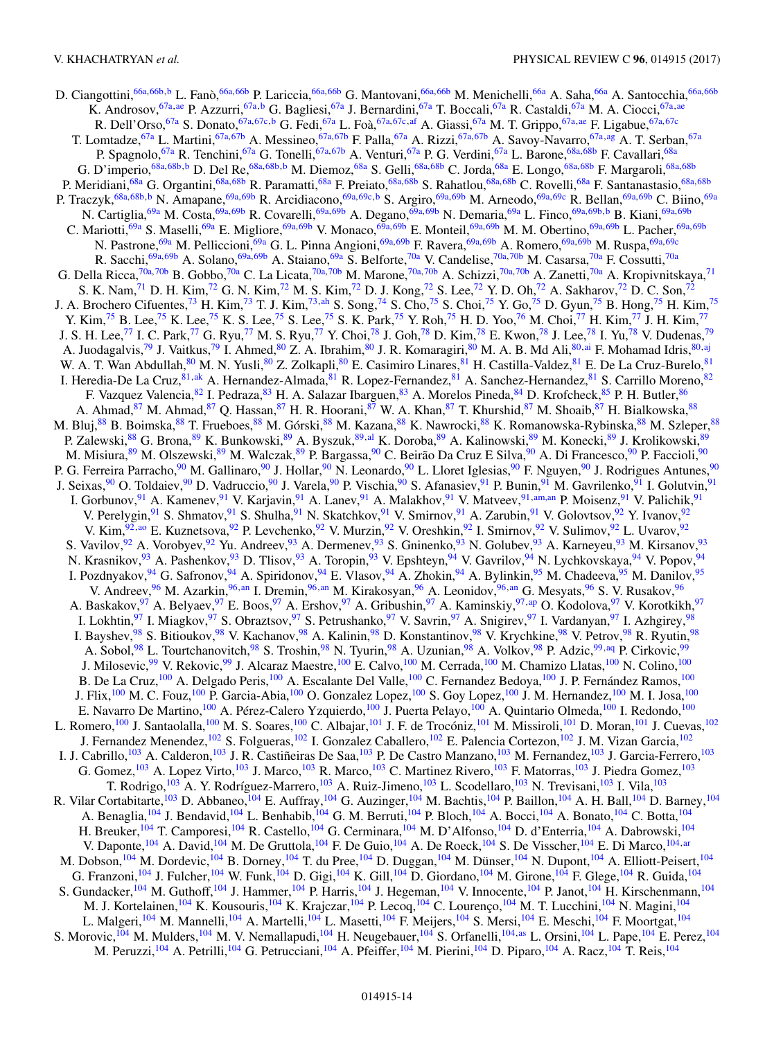D. Ciangottini,[66a,66b,b] L. Fanò,[66a,66b] P. Lariccia,[66a,66b] G. Mantovani,[66a,66b] M. Menichelli,[66a] A. Saha,[66a] A. Santocchia,[66a,66b] K. Androsov,[67a,ae] P. Azzurri,[67a,b] G. Bagliesi,[67a] J. Bernardini,[67a] T. Boccali,[67a] R. Castaldi,[67a] M. A. Ciocci,[67a,ae] R. Dell'Orso,[67a] S. Donato,[67a,67c,b] G. Fedi,[67a] L. Foà,[67a,67c,af] A. Giassi,[67a] M. T. Grippo,[67a,ae] F. Ligabue,[67a,67c] T. Lomtadze,[67a] L. Martini,[67a,67b] A. Messineo,[67a,67b] F. Palla,[67a] A. Rizzi,[67a,67b] A. Savoy-Navarro,[67a,ag] A. T. Serban,[67a] P. Spagnolo,[67a] R. Tenchini,[67a] G. Tonelli,[67a,67b] A. Venturi,[67a] P. G. Verdini,[67a] L. Barone,[68a,68b] F. Cavallari,[68a] G. D'imperio,[68a,68b,b] D. Del Re,[68a,68b,b] M. Diemoz,[68a] S. Gelli,[68a,68b] C. Jorda,[68a] E. Longo,[68a,68b] F. Margaroli,[68a,68b] P. Meridiani,[68a] G. Organtini,[68a,68b] R. Paramatti,[68a] F. Preiato,[68a,68b] S. Rahatlou,[68a,68b] C. Rovelli,[68a] F. Santanastasio,[68a,68b] P. Traczyk,[68a,68b,b] N. Amapane,[69a,69b] R. Arcidiacono,[69a,69c,b] S. Argiro,[69a,69b] M. Arneodo,[69a,69c] R. Bellan,[69a,69b] C. Biino,[69a] N. Cartiglia,[69a] M. Costa,[69a,69b] R. Covarelli,[69a,69b] A. Degano,[69a,69b] N. Demaria,[69a] L. Finco,[69a,69b,b] B. Kiani,[69a,69b] C. Mariotti,[69a] S. Maselli,[69a] E. Migliore,[69a,69b] V. Monaco,[69a,69b] E. Monteil,[69a,69b] M. M. Obertino,[69a,69b] L. Pacher,[69a,69b] N. Pastrone,[69a] M. Pelliccioni,[69a] G. L. Pinna Angioni,[69a,69b] F. Ravera,[69a,69b] A. Romero,[69a,69b] M. Ruspa,[69a,69c] R. Sacchi,[69a,69b] A. Solano,[69a,69b] A. Staiano,[69a] S. Belforte,[70a] V. Candelise,[70a,70b] M. Casarsa,[70a] F. Cossutti,[70a] G. Della Ricca,[70a,70b] B. Gobbo,[70a] C. La Licata,[70a,70b] M. Marone,[70a,70b] A. Schizzi,[70a,70b] A. Zanetti,[70a] A. Kropivnitskaya,[71] S. K. Nam,[71] D. H. Kim,[72] G. N. Kim,[72] M. S. Kim,[72] D. J. Kong,[72] S. Lee,[72] Y. D. Oh,[72] A. Sakharov,[72] D. C. Son,[72] J. A. Brochero Cifuentes,[73] H. Kim,[73] T. J. Kim,[73,ah] S. Song,[74] S. Cho,[75] S. Choi,[75] Y. Go,[75] D. Gyun,[75] B. Hong,[75] H. Kim,[75] Y. Kim,[75] B. Lee,[75] K. Lee,[75] K. S. Lee,[75] S. Lee,[75] S. K. Park,[75] Y. Roh,[75] H. D. Yoo,[76] M. Choi,[77] H. Kim,[77] J. H. Kim,[77] J. S. H. Lee,[77] I. C. Park,[77] G. Ryu,[77] M. S. Ryu,[77] Y. Choi,[78] J. Goh,[78] D. Kim,[78] E. Kwon,[78] J. Lee,[78] I. Yu,[78] V. Dudenas,[79] A. Juodagalvis,[79] J. Vaitkus,[79] I. Ahmed,[80] Z. A. Ibrahim,[80] J. R. Komaragiri,[80] M. A. B. Md Ali,[80,ai] F. Mohamad Idris,[80,aj] W. A. T. Wan Abdullah,[80] M. N. Yusli,[80] Z. Zolkapli,[80] E. Casimiro Linares,[81] H. Castilla-Valdez,[81] E. De La Cruz-Burelo,[81] I. Heredia-De La Cruz,[81,ak] A. Hernandez-Almada,[81] R. Lopez-Fernandez,[81] A. Sanchez-Hernandez,[81] S. Carrillo Moreno,[82] F. Vazquez Valencia,[82] I. Pedraza,[83] H. A. Salazar Ibarguen,[83] A. Morelos Pineda,[84] D. Krofcheck,[85] P. H. Butler,[86] A. Ahmad,[87] M. Ahmad,[87] Q. Hassan,[87] H. R. Hoorani,[87] W. A. Khan,[87] T. Khurshid,[87] M. Shoaib,[87] H. Bialkowska,[88] M. Bluj,[88] B. Boimska,[88] T. Frueboes,[88] M. Górski,[88] M. Kazana,[88] K. Nawrocki,[88] K. Romanowska-Rybinska,[88] M. Szleper,[88] P. Zalewski,[88] G. Brona,[89] K. Bunkowski,[89] A. Byszuk,[89,al] K. Doroba,[89] A. Kalinowski,[89] M. Konecki,[89] J. Krolikowski,[89] M. Misiura,[89] M. Olszewski,[89] M. Walczak,[89] P. Bargassa,[90] C. Beirão Da Cruz E Silva,[90] A. Di Francesco,[90] P. Faccioli,[90] P. G. Ferreira Parracho,[90] M. Gallinaro,[90] J. Hollar,[90] N. Leonardo,[90] L. Lloret Iglesias,[90] F. Nguyen,[90] J. Rodrigues Antunes,[90] J. Seixas,[90] O. Toldaiev,[90] D. Vadruccio,[90] J. Varela,[90] P. Vischia,[90] S. Afanasiev,[91] P. Bunin,[91] M. Gavrilenko,[91] I. Golutvin,[91] I. Gorbunov,[91] A. Kamenev,[91] V. Karjavin,[91] A. Lanev,[91] A. Malakhov,[91] V. Matveev,[91,am,an] P. Moisenz,[91] V. Palichik,[91] V. Perelygin,[91] S. Shmatov,[91] S. Shulha,[91] N. Skatchkov,[91] V. Smirnov,[91] A. Zarubin,[91] V. Golovtsov,[92] Y. Ivanov,[92] V. Kim,[92,ao] E. Kuznetsova,[92] P. Levchenko,[92] V. Murzin,[92] V. Oreshkin,[92] I. Smirnov,[92] V. Sulimov,[92] L. Uvarov,[92] S. Vavilov,[92] A. Vorobyev,[92] Yu. Andreev,[93] A. Dermenev,[93] S. Gninenko,[93] N. Golubev,[93] A. Karneyeu,[93] M. Kirsanov,[93] N. Krasnikov,[93] A. Pashenkov,[93] D. Tlisov,[93] A. Toropin,[93] V. Epshteyn,[94] V. Gavrilov,[94] N. Lychkovskaya,[94] V. Popov,[94] I. Pozdnyakov,[94] G. Safronov,[94] A. Spiridonov,[94] E. Vlasov,[94] A. Zhokin,[94] A. Bylinkin,[95] M. Chadeeva,[95] M. Danilov,[95] V. Andreev,[96] M. Azarkin,[96,an] I. Dremin,[96,an] M. Kirakosyan,[96] A. Leonidov,[96,an] G. Mesyats,[96] S. V. Rusakov,[96] A. Baskakov,[97] A. Belyaev,[97] E. Boos,[97] A. Ershov,[97] A. Gribushin,[97] A. Kaminskiy,[97,ap] O. Kodolova,[97] V. Korotkikh,[97] I. Lokhtin,[97] I. Miagkov,[97] S. Obraztsov,[97] S. Petrushanko,[97] V. Savrin,[97] A. Snigirev,[97] I. Vardanyan,[97] I. Azhgirey,[98] I. Bayshev,[98] S. Bitioukov,[98] V. Kachanov,[98] A. Kalinin,[98] D. Konstantinov,[98] V. Krychkine,[98] V. Petrov,[98] R. Ryutin,[98] A. Sobol,[98] L. Tourtchanovitch,[98] S. Troshin,[98] N. Tyurin,[98] A. Uzunian,[98] A. Volkov,[98] P. Adzic,[99,aq] P. Cirkovic,[99] J. Milosevic,[99] V. Rekovic,[99] J. Alcaraz Maestre,[100] E. Calvo,[100] M. Cerrada,[100] M. Chamizo Llatas,[100] N. Colino,[100] B. De La Cruz,[100] A. Delgado Peris,[100] A. Escalante Del Valle,[100] C. Fernandez Bedoya,[100] J. P. Fernández Ramos,[100] J. Flix,[100] M. C. Fouz,[100] P. Garcia-Abia,[100] O. Gonzalez Lopez,[100] S. Goy Lopez,[100] J. M. Hernandez,[100] M. I. Josa,[100] E. Navarro De Martino,[100] A. Pérez-Calero Yzquierdo,[100] J. Puerta Pelayo,[100] A. Quintario Olmeda,[100] I. Redondo,[100] L. Romero,[100] J. Santaolalla,[100] M. S. Soares,[100] C. Albajar,[101] J. F. de Trocóniz,[101] M. Missiroli,[101] D. Moran,[101] J. Cuevas,[102] J. Fernandez Menendez,[102] S. Folgueras,[102] I. Gonzalez Caballero,[102] E. Palencia Cortezon,[102] J. M. Vizan Garcia,[102] I. J. Cabrillo,[103] A. Calderon,[103] J. R. Castiñeiras De Saa,[103] P. De Castro Manzano,[103] M. Fernandez,[103] J. Garcia-Ferrero,[103] G. Gomez,[103] A. Lopez Virto,[103] J. Marco,[103] R. Marco,[103] C. Martinez Rivero,[103] F. Matorras,[103] J. Piedra Gomez,[103] T. Rodrigo,[103] A. Y. Rodríguez-Marrero,[103] A. Ruiz-Jimeno,[103] L. Scodellaro,[103] N. Trevisani,[103] I. Vila,[103] R. Vilar Cortabitarte,[103] D. Abbaneo,[104] E. Auffray,[104] G. Auzinger,[104] M. Bachtis,[104] P. Baillon,[104] A. H. Ball,[104] D. Barney,[104] A. Benaglia,[104] J. Bendavid,[104] L. Benhabib,[104] G. M. Berruti,[104] P. Bloch,[104] A. Bocci,[104] A. Bonato,[104] C. Botta,[104] H. Breuker,[104] T. Camporesi,[104] R. Castello,[104] G. Cerminara,[104] M. D'Alfonso,[104] D. d'Enterria,[104] A. Dabrowski,[104] V. Daponte,[104] A. David,[104] M. De Gruttola,[104] F. De Guio,[104] A. De Roeck,[104] S. De Visscher,[104] E. Di Marco,[104,ar] M. Dobson,[104] M. Dordevic,[104] B. Dorney,[104] T. du Pree,[104] D. Duggan,[104] M. Dünser,[104] N. Dupont,[104] A. Elliott-Peisert,[104] G. Franzoni,[104] J. Fulcher,[104] W. Funk,[104] D. Gigi,[104] K. Gill,[104] D. Giordano,[104] M. Girone,[104] F. Glege,[104] R. Guida,[104] S. Gundacker,[104] M. Guthoff,[104] J. Hammer,[104] P. Harris,[104] J. Hegeman,[104] V. Innocente,[104] P. Janot,[104] H. Kirschenmann,[104] M. J. Kortelainen,[104] K. Kousouris,[104] K. Krajczar,[104] P. Lecoq,[104] C. Lourenço,[104] M. T. Lucchini,[104] N. Magini,[104] L. Malgeri,[104] M. Mannelli,[104] A. Martelli,[104] L. Masetti,[104] F. Meijers,[104] S. Mersi,[104] E. Meschi,[104] F. Moortgat,[104] S. Morovic,[104] M. Mulders,[104] M. V. Nemallapudi,[104] H. Neugebauer,[104] S. Orfanelli,[104,as] L. Orsini,[104] L. Pape,[104] E. Perez,[104] M. Peruzzi,[104] A. Petrilli,[104] G. Petrucciani,[104] A. Pfeiffer,[104] M. Pierini,[104] D. Piparo,[104] A. Racz,[104] T. Reis,[104]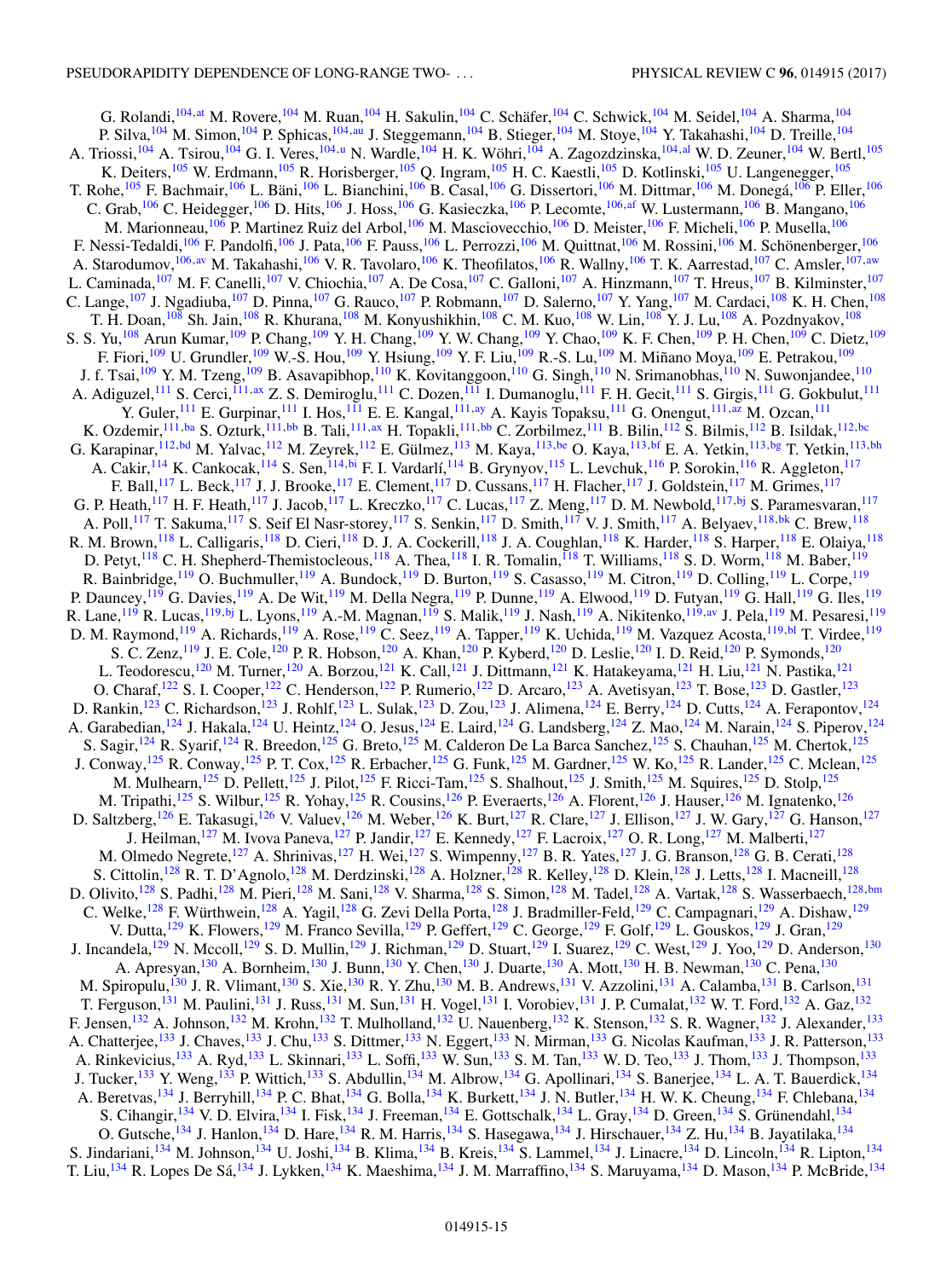G. Rolandi,[104,at] M. Rovere,[104] M. Ruan,[104] H. Sakulin,[104] C. Schäfer,[104] C. Schwick,[104] M. Seidel,[104] A. Sharma,[104] P. Silva,[104] M. Simon,[104] P. Sphicas,[104,au] J. Steggemann,[104] B. Stieger,[104] M. Stoye,[104] Y. Takahashi,[104] D. Treille,[104] A. Triossi,[104] A. Tsirou,[104] G. I. Veres,[104,u] N. Wardle,[104] H. K. Wöhri,[104] A. Zagozdzinska,[104,al] W. D. Zeuner,[104] W. Bertl,[105] K. Deiters,[105] W. Erdmann,[105] R. Horisberger,[105] Q. Ingram,[105] H. C. Kaestli,[105] D. Kotlinski,[105] U. Langenegger,[105] T. Rohe,[105] F. Bachmair,[106] L. Bäni,[106] L. Bianchini,[106] B. Casal,[106] G. Dissertori,[106] M. Dittmar,[106] M. Donegá,[106] P. Eller,[106] C. Grab,[106] C. Heidegger,[106] D. Hits,[106] J. Hoss,[106] G. Kasieczka,[106] P. Lecomte,[106,af] W. Lustermann,[106] B. Mangano,[106] M. Marionneau,[106] P. Martinez Ruiz del Arbol,[106] M. Masciovecchio,[106] D. Meister,[106] F. Micheli,[106] P. Musella,[106] F. Nessi-Tedaldi,[106] F. Pandolfi,[106] J. Pata,[106] F. Pauss,[106] L. Perrozzi,[106] M. Quittnat,[106] M. Rossini,[106] M. Schönenberger,[106] A. Starodumov,[106,av] M. Takahashi,[106] V. R. Tavolaro,[106] K. Theofilatos,[106] R. Wallny,[106] T. K. Aarrestad,[107] C. Amsler,[107,aw] L. Caminada,[107] M. F. Canelli,[107] V. Chiochia,[107] A. De Cosa,[107] C. Galloni,[107] A. Hinzmann,[107] T. Hreus,[107] B. Kilminster,[107] C. Lange,[107] J. Ngadiuba,[107] D. Pinna,[107] G. Rauco,[107] P. Robmann,[107] D. Salerno,[107] Y. Yang,[107] M. Cardaci,[108] K. H. Chen,[108] T. H. Doan,[108] Sh. Jain,[108] R. Khurana,[108] M. Konyushikhin,[108] C. M. Kuo,[108] W. Lin,[108] Y. J. Lu,[108] A. Pozdnyakov,[108] S. S. Yu,[108] Arun Kumar,[109] P. Chang,[109] Y. H. Chang,[109] Y. W. Chang,[109] Y. Chao,[109] K. F. Chen,[109] P. H. Chen,[109] C. Dietz,[109] F. Fiori,[109] U. Grundler,[109] W.-S. Hou,[109] Y. Hsiung,[109] Y. F. Liu,[109] R.-S. Lu,[109] M. Miñano Moya,[109] E. Petrakou,[109] J. f. Tsai,[109] Y. M. Tzeng,[109] B. Asavapibhop,[110] K. Kovitanggoon,[110] G. Singh,[110] N. Srimanobhas,[110] N. Suwonjandee,[110] A. Adiguzel,[111] S. Cerci,[111,ax] Z. S. Demiroglu,[111] C. Dozen,[111] I. Dumanoglu,[111] F. H. Gecit,[111] S. Girgis,[111] G. Gokbulut,[111] Y. Guler,[111] E. Gurpinar,[111] I. Hos,[111] E. E. Kangal,[111,ay] A. Kayis Topaksu,[111] G. Onengut,[111,az] M. Ozcan,[111] K. Ozdemir,[111,ba] S. Ozturk,[111,bb] B. Tali,[111,ax] H. Topakli,[111,bb] C. Zorbilmez,[111] B. Bilin,[112] S. Bilmis,[112] B. Isildak,[112,bc] G. Karapinar,[112,bd] M. Yalvac,[112] M. Zeyrek,[112] E. Gülmez,[113] M. Kaya,[113,be] O. Kaya,[113,bf] E. A. Yetkin,[113,bg] T. Yetkin,[113,bh] A. Cakir,[114] K. Cankocak,[114] S. Sen,[114,bi] F. I. Vardarlí,[114] B. Grynyov,[115] L. Levchuk,[116] P. Sorokin,[116] R. Aggleton,[117] F. Ball,[117] L. Beck,[117] J. J. Brooke,[117] E. Clement,[117] D. Cussans,[117] H. Flacher,[117] J. Goldstein,[117] M. Grimes,[117] G. P. Heath,[117] H. F. Heath,[117] J. Jacob,[117] L. Kreczko,[117] C. Lucas,[117] Z. Meng,[117] D. M. Newbold,[117,bj] S. Paramesvaran,[117] A. Poll,[117] T. Sakuma,[117] S. Seif El Nasr-storey,[117] S. Senkin,[117] D. Smith,[117] V. J. Smith,[117] A. Belyaev,[118,bk] C. Brew,[118] R. M. Brown,[118] L. Calligaris,[118] D. Cieri,[118] D. J. A. Cockerill,[118] J. A. Coughlan,[118] K. Harder,[118] S. Harper,[118] E. Olaiya,[118] D. Petyt,[118] C. H. Shepherd-Themistocleous,[118] A. Thea,[118] I. R. Tomalin,[118] T. Williams,[118] S. D. Worm,[118] M. Baber,[119] R. Bainbridge,[119] O. Buchmuller,[119] A. Bundock,[119] D. Burton,[119] S. Casasso,[119] M. Citron,[119] D. Colling,[119] L. Corpe,[119] P. Dauncey,[119] G. Davies,[119] A. De Wit,[119] M. Della Negra,[119] P. Dunne,[119] A. Elwood,[119] D. Futyan,[119] G. Hall,[119] G. Iles,[119] R. Lane,[119] R. Lucas,[119,bj] L. Lyons,[119] A.-M. Magnan,[119] S. Malik,[119] J. Nash,[119] A. Nikitenko,[119,av] J. Pela,[119] M. Pesaresi,[119] D. M. Raymond,[119] A. Richards,[119] A. Rose,[119] C. Seez,[119] A. Tapper,[119] K. Uchida,[119] M. Vazquez Acosta,[119,bl] T. Virdee,[119] S. C. Zenz,[119] J. E. Cole,[120] P. R. Hobson,[120] A. Khan,[120] P. Kyberd,[120] D. Leslie,[120] I. D. Reid,[120] P. Symonds,[120] L. Teodorescu,[120] M. Turner,[120] A. Borzou,[121] K. Call,[121] J. Dittmann,[121] K. Hatakeyama,[121] H. Liu,[121] N. Pastika,[121] O. Charaf,[122] S. I. Cooper,[122] C. Henderson,[122] P. Rumerio,[122] D. Arcaro,[123] A. Avetisyan,[123] T. Bose,[123] D. Gastler,[123] D. Rankin,[123] C. Richardson,[123] J. Rohlf,[123] L. Sulak,[123] D. Zou,[123] J. Alimena,[124] E. Berry,[124] D. Cutts,[124] A. Ferapontov,[124] A. Garabedian,[124] J. Hakala,[124] U. Heintz,[124] O. Jesus,[124] E. Laird,[124] G. Landsberg,[124] Z. Mao,[124] M. Narain,[124] S. Piperov,[124] S. Sagir,[124] R. Syarif,[124] R. Breedon,[125] G. Breto,[125] M. Calderon De La Barca Sanchez,[125] S. Chauhan,[125] M. Chertok,[125] J. Conway,[125] R. Conway,[125] P. T. Cox,[125] R. Erbacher,[125] G. Funk,[125] M. Gardner,[125] W. Ko,[125] R. Lander,[125] C. Mclean,[125] M. Mulhearn,[125] D. Pellett,[125] J. Pilot,[125] F. Ricci-Tam,[125] S. Shalhout,[125] J. Smith,[125] M. Squires,[125] D. Stolp,[125] M. Tripathi,[125] S. Wilbur,[125] R. Yohay,[125] R. Cousins,[126] P. Everaerts,[126] A. Florent,[126] J. Hauser,[126] M. Ignatenko,[126] D. Saltzberg,[126] E. Takasugi,[126] V. Valuev,[126] M. Weber,[126] K. Burt,[127] R. Clare,[127] J. Ellison,[127] J. W. Gary,[127] G. Hanson,[127] J. Heilman,[127] M. Ivova Paneva,[127] P. Jandir,[127] E. Kennedy,[127] F. Lacroix,[127] O. R. Long,[127] M. Malberti,[127] M. Olmedo Negrete,[127] A. Shrinivas,[127] H. Wei,[127] S. Wimpenny,[127] B. R. Yates,[127] J. G. Branson,[128] G. B. Cerati,[128] S. Cittolin,[128] R. T. D'Agnolo,[128] M. Derdzinski,[128] A. Holzner,[128] R. Kelley,[128] D. Klein,[128] J. Letts,[128] I. Macneill,[128] D. Olivito,[128] S. Padhi,[128] M. Pieri,[128] M. Sani,[128] V. Sharma,[128] S. Simon,[128] M. Tadel,[128] A. Vartak,[128] S. Wasserbaech,[128,bm] C. Welke,[128] F. Würthwein,[128] A. Yagil,[128] G. Zevi Della Porta,[128] J. Bradmiller-Feld,[129] C. Campagnari,[129] A. Dishaw,[129] V. Dutta,[129] K. Flowers,[129] M. Franco Sevilla,[129] P. Geffert,[129] C. George,[129] F. Golf,[129] L. Gouskos,[129] J. Gran,[129] J. Incandela,[129] N. Mccoll,[129] S. D. Mullin,[129] J. Richman,[129] D. Stuart,[129] I. Suarez,[129] C. West,[129] J. Yoo,[129] D. Anderson,[130] A. Apresyan,[130] A. Bornheim,[130] J. Bunn,[130] Y. Chen,[130] J. Duarte,[130] A. Mott,[130] H. B. Newman,[130] C. Pena,[130] M. Spiropulu,[130] J. R. Vlimant,[130] S. Xie,[130] R. Y. Zhu,[130] M. B. Andrews,[131] V. Azzolini,[131] A. Calamba,[131] B. Carlson,[131] T. Ferguson,[131] M. Paulini,[131] J. Russ,[131] M. Sun,[131] H. Vogel,[131] I. Vorobiev,[131] J. P. Cumalat,[132] W. T. Ford,[132] A. Gaz,[132] F. Jensen,[132] A. Johnson,[132] M. Krohn,[132] T. Mulholland,[132] U. Nauenberg,[132] K. Stenson,[132] S. R. Wagner,[132] J. Alexander,[133] A. Chatterjee,[133] J. Chaves,[133] J. Chu,[133] S. Dittmer,[133] N. Eggert,[133] N. Mirman,[133] G. Nicolas Kaufman,[133] J. R. Patterson,[133] A. Rinkevicius,[133] A. Ryd,[133] L. Skinnari,[133] L. Soffi,[133] W. Sun,[133] S. M. Tan,[133] W. D. Teo,[133] J. Thom,[133] J. Thompson,[133] J. Tucker,[133] Y. Weng,[133] P. Wittich,[133] S. Abdullin,[134] M. Albrow,[134] G. Apollinari,[134] S. Banerjee,[134] L. A. T. Bauerdick,[134] A. Beretvas,[134] J. Berryhill,[134] P. C. Bhat,[134] G. Bolla,[134] K. Burkett,[134] J. N. Butler,[134] H. W. K. Cheung,[134] F. Chlebana,[134] S. Cihangir,[134] V. D. Elvira,[134] I. Fisk,[134] J. Freeman,[134] E. Gottschalk,[134] L. Gray,[134] D. Green,[134] S. Grünendahl,[134] O. Gutsche,[134] J. Hanlon,[134] D. Hare,[134] R. M. Harris,[134] S. Hasegawa,[134] J. Hirschauer,[134] Z. Hu,[134] B. Jayatilaka,[134] S. Jindariani,[134] M. Johnson,[134] U. Joshi,[134] B. Klima,[134] B. Kreis,[134] S. Lammel,[134] J. Linacre,[134] D. Lincoln,[134] R. Lipton,[134] T. Liu,[134] R. Lopes De Sá,[134] J. Lykken,[134] K. Maeshima,[134] J. M. Marraffino,[134] S. Maruyama,[134] D. Mason,[134] P. McBride,[134]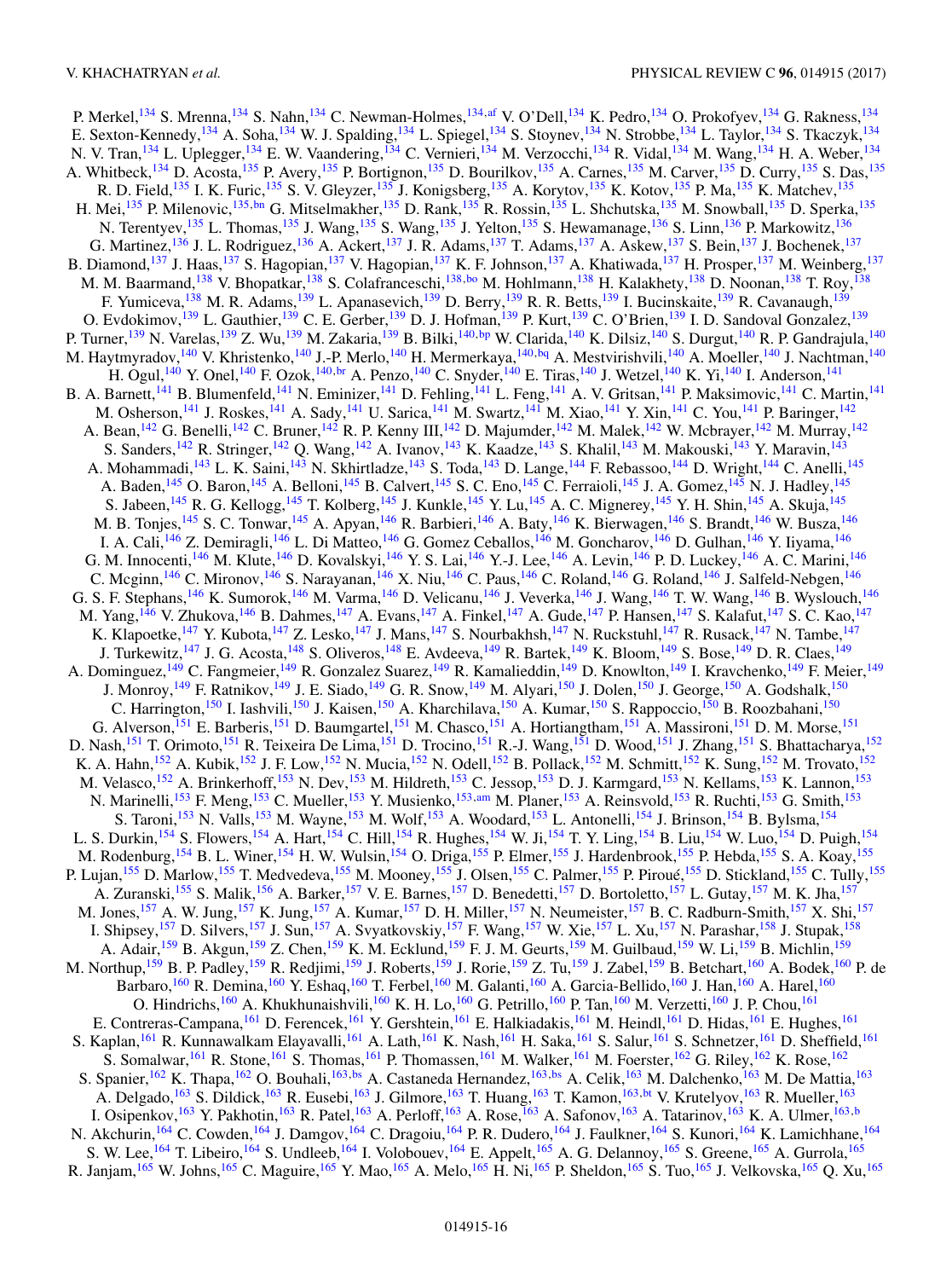P. Merkel,[134] S. Mrenna,[134] S. Nahn,[134] C. Newman-Holmes,[134,af] V. O'Dell,[134] K. Pedro,[134] O. Prokofyev,[134] G. Rakness,[134] E. Sexton-Kennedy,[134] A. Soha,[134] W. J. Spalding,[134] L. Spiegel,[134] S. Stoynev,[134] N. Strobbe,[134] L. Taylor,[134] S. Tkaczyk,[134] N. V. Tran,[134] L. Uplegger,[134] E. W. Vaandering,[134] C. Vernieri,[134] M. Verzocchi,[134] R. Vidal,[134] M. Wang,[134] H. A. Weber,[134] A. Whitbeck,[134] D. Acosta,[135] P. Avery,[135] P. Bortignon,[135] D. Bourilkov,[135] A. Carnes,[135] M. Carver,[135] D. Curry,[135] S. Das,[135] R. D. Field,[135] I. K. Furic,[135] S. V. Gleyzer,[135] J. Konigsberg,[135] A. Korytov,[135] K. Kotov,[135] P. Ma,[135] K. Matchev,[135] H. Mei,[135] P. Milenovic,[135,bn] G. Mitselmakher,[135] D. Rank,[135] R. Rossin,[135] L. Shchutska,[135] M. Snowball,[135] D. Sperka,[135] N. Terentyev,[135] L. Thomas,[135] J. Wang,[135] S. Wang,[135] J. Yelton,[135] S. Hewamanage,[136] S. Linn,[136] P. Markowitz,[136] G. Martinez,[136] J. L. Rodriguez,[136] A. Ackert,[137] J. R. Adams,[137] T. Adams,[137] A. Askew,[137] S. Bein,[137] J. Bochenek,[137] B. Diamond,[137] J. Haas,[137] S. Hagopian,[137] V. Hagopian,[137] K. F. Johnson,[137] A. Khatiwada,[137] H. Prosper,[137] M. Weinberg,[137] M. M. Baarmand,[138] V. Bhopatkar,[138] S. Colafranceschi,[138,bo] M. Hohlmann,[138] H. Kalakhety,[138] D. Noonan,[138] T. Roy,[138] F. Yumiceva,[138] M. R. Adams,[139] L. Apanasevich,[139] D. Berry,[139] R. R. Betts,[139] I. Bucinskaite,[139] R. Cavanaugh,[139] O. Evdokimov,[139] L. Gauthier,[139] C. E. Gerber,[139] D. J. Hofman,[139] P. Kurt,[139] C. O'Brien,[139] I. D. Sandoval Gonzalez,[139] P. Turner,[139] N. Varelas,[139] Z. Wu,[139] M. Zakaria,[139] B. Bilki,[140,bp] W. Clarida,[140] K. Dilsiz,[140] S. Durgut,[140] R. P. Gandrajula,[140] M. Haytmyradov,[140] V. Khristenko,[140] J.-P. Merlo,[140] H. Mermerkaya,[140,bq] A. Mestvirishvili,[140] A. Moeller,[140] J. Nachtman,[140] H. Ogul,[140] Y. Onel,[140] F. Ozok,[140,br] A. Penzo,[140] C. Snyder,[140] E. Tiras,[140] J. Wetzel,[140] K. Yi,[140] I. Anderson,[141] B. A. Barnett,[141] B. Blumenfeld,[141] N. Eminizer,[141] D. Fehling,[141] L. Feng,[141] A. V. Gritsan,[141] P. Maksimovic,[141] C. Martin,[141] M. Osherson,[141] J. Roskes,[141] A. Sady,[141] U. Sarica,[141] M. Swartz,[141] M. Xiao,[141] Y. Xin,[141] C. You,[141] P. Baringer,[142] A. Bean,[142] G. Benelli,[142] C. Bruner,[142] R. P. Kenny III,[142] D. Majumder,[142] M. Malek,[142] W. Mcbrayer,[142] M. Murray,[142] S. Sanders,[142] R. Stringer,[142] Q. Wang,[142] A. Ivanov,[143] K. Kaadze,[143] S. Khalil,[143] M. Makouski,[143] Y. Maravin,[143] A. Mohammadi,[143] L. K. Saini,[143] N. Skhirtladze,[143] S. Toda,[143] D. Lange,[144] F. Rebassoo,[144] D. Wright,[144] C. Anelli,[145] A. Baden,[145] O. Baron,[145] A. Belloni,[145] B. Calvert,[145] S. C. Eno,[145] C. Ferraioli,[145] J. A. Gomez,[145] N. J. Hadley,[145] S. Jabeen,[145] R. G. Kellogg,[145] T. Kolberg,[145] J. Kunkle,[145] Y. Lu,[145] A. C. Mignerey,[145] Y. H. Shin,[145] A. Skuja,[145] M. B. Tonjes,[145] S. C. Tonwar,[145] A. Apyan,[146] R. Barbieri,[146] A. Baty,[146] K. Bierwagen,[146] S. Brandt,[146] W. Busza,[146] I. A. Cali,[146] Z. Demiragli,[146] L. Di Matteo,[146] G. Gomez Ceballos,[146] M. Goncharov,[146] D. Gulhan,[146] Y. Iiyama,[146] G. M. Innocenti,[146] M. Klute,[146] D. Kovalskyi,[146] Y. S. Lai,[146] Y.-J. Lee,[146] A. Levin,[146] P. D. Luckey,[146] A. C. Marini,[146] C. Mcginn,[146] C. Mironov,[146] S. Narayanan,[146] X. Niu,[146] C. Paus,[146] C. Roland,[146] G. Roland,[146] J. Salfeld-Nebgen,[146] G. S. F. Stephans,[146] K. Sumorok,[146] M. Varma,[146] D. Velicanu,[146] J. Veverka,[146] J. Wang,[146] T. W. Wang,[146] B. Wyslouch,[146] M. Yang,[146] V. Zhukova,[146] B. Dahmes,[147] A. Evans,[147] A. Finkel,[147] A. Gude,[147] P. Hansen,[147] S. Kalafut,[147] S. C. Kao,[147] K. Klapoetke,[147] Y. Kubota,[147] Z. Lesko,[147] J. Mans,[147] S. Nourbakhsh,[147] N. Ruckstuhl,[147] R. Rusack,[147] N. Tambe,[147] J. Turkewitz,[147] J. G. Acosta,[148] S. Oliveros,[148] E. Avdeeva,[149] R. Bartek,[149] K. Bloom,[149] S. Bose,[149] D. R. Claes,[149] A. Dominguez,[149] C. Fangmeier,[149] R. Gonzalez Suarez,[149] R. Kamalieddin,[149] D. Knowlton,[149] I. Kravchenko,[149] F. Meier,[149] J. Monroy,[149] F. Ratnikov,[149] J. E. Siado,[149] G. R. Snow,[149] M. Alyari,[150] J. Dolen,[150] J. George,[150] A. Godshalk,[150] C. Harrington,[150] I. Iashvili,[150] J. Kaisen,[150] A. Kharchilava,[150] A. Kumar,[150] S. Rappoccio,[150] B. Roozbahani,[150] G. Alverson,[151] E. Barberis,[151] D. Baumgartel,[151] M. Chasco,[151] A. Hortiangtham,[151] A. Massironi,[151] D. M. Morse,[151] D. Nash,[151] T. Orimoto,[151] R. Teixeira De Lima,[151] D. Trocino,[151] R.-J. Wang,[151] D. Wood,[151] J. Zhang,[151] S. Bhattacharya,[152] K. A. Hahn,[152] A. Kubik,[152] J. F. Low,[152] N. Mucia,[152] N. Odell,[152] B. Pollack,[152] M. Schmitt,[152] K. Sung,[152] M. Trovato,[152] M. Velasco,[152] A. Brinkerhoff,[153] N. Dev,[153] M. Hildreth,[153] C. Jessop,[153] D. J. Karmgard,[153] N. Kellams,[153] K. Lannon,[153] N. Marinelli,[153] F. Meng,[153] C. Mueller,[153] Y. Musienko,[153,am] M. Planer,[153] A. Reinsvold,[153] R. Ruchti,[153] G. Smith,[153] S. Taroni,[153] N. Valls,[153] M. Wayne,[153] M. Wolf,[153] A. Woodard,[153] L. Antonelli,[154] J. Brinson,[154] B. Bylsma,[154] L. S. Durkin,[154] S. Flowers,[154] A. Hart,[154] C. Hill,[154] R. Hughes,[154] W. Ji,[154] T. Y. Ling,[154] B. Liu,[154] W. Luo,[154] D. Puigh,[154] M. Rodenburg,[154] B. L. Winer,[154] H. W. Wulsin,[154] O. Driga,[155] P. Elmer,[155] J. Hardenbrook,[155] P. Hebda,[155] S. A. Koay,[155] P. Lujan,[155] D. Marlow,[155] T. Medvedeva,[155] M. Mooney,[155] J. Olsen,[155] C. Palmer,[155] P. Piroué,[155] D. Stickland,[155] C. Tully,[155] A. Zuranski,[155] S. Malik,[156] A. Barker,[157] V. E. Barnes,[157] D. Benedetti,[157] D. Bortoletto,[157] L. Gutay,[157] M. K. Jha,[157] M. Jones,[157] A. W. Jung,[157] K. Jung,[157] A. Kumar,[157] D. H. Miller,[157] N. Neumeister,[157] B. C. Radburn-Smith,[157] X. Shi,[157] I. Shipsey,[157] D. Silvers,[157] J. Sun,[157] A. Svyatkovskiy,[157] F. Wang,[157] W. Xie,[157] L. Xu,[157] N. Parashar,[158] J. Stupak,[158] A. Adair,[159] B. Akgun,[159] Z. Chen,[159] K. M. Ecklund,[159] F. J. M. Geurts,[159] M. Guilbaud,[159] W. Li,[159] B. Michlin,[159] M. Northup,[159] B. P. Padley,[159] R. Redjimi,[159] J. Roberts,[159] J. Rorie,[159] Z. Tu,[159] J. Zabel,[159] B. Betchart,[160] A. Bodek,[160] P. de Barbaro,[160] R. Demina,[160] Y. Eshaq,[160] T. Ferbel,[160] M. Galanti,[160] A. Garcia-Bellido,[160] J. Han,[160] A. Harel,[160] O. Hindrichs,[160] A. Khukhunaishvili,[160] K. H. Lo,[160] G. Petrillo,[160] P. Tan,[160] M. Verzetti,[160] J. P. Chou,[161] E. Contreras-Campana,[161] D. Ferencek,[161] Y. Gershtein,[161] E. Halkiadakis,[161] M. Heindl,[161] D. Hidas,[161] E. Hughes,[161] S. Kaplan,[161] R. Kunnawalkam Elayavalli,[161] A. Lath,[161] K. Nash,[161] H. Saka,[161] S. Salur,[161] S. Schnetzer,[161] D. Sheffield,[161] S. Somalwar,[161] R. Stone,[161] S. Thomas,[161] P. Thomassen,[161] M. Walker,[161] M. Foerster,[162] G. Riley,[162] K. Rose,[162] S. Spanier,[162] K. Thapa,[162] O. Bouhali,[163,bs] A. Castaneda Hernandez,[163,bs] A. Celik,[163] M. Dalchenko,[163] M. De Mattia,[163] A. Delgado,[163] S. Dildick,[163] R. Eusebi,[163] J. Gilmore,[163] T. Huang,[163] T. Kamon,[163,bt] V. Krutelyov,[163] R. Mueller,[163] I. Osipenkov,[163] Y. Pakhotin,[163] R. Patel,[163] A. Perloff,[163] A. Rose,[163] A. Safonov,[163] A. Tatarinov,[163] K. A. Ulmer,[163,b] N. Akchurin,[164] C. Cowden,[164] J. Damgov,[164] C. Dragoiu,[164] P. R. Dudero,[164] J. Faulkner,[164] S. Kunori,[164] K. Lamichhane,[164] S. W. Lee,[164] T. Libeiro,[164] S. Undleeb,[164] I. Volobouev,[164] E. Appelt,[165] A. G. Delannoy,[165] S. Greene,[165] A. Gurrola,[165] R. Janjam,[165] W. Johns,[165] C. Maguire,[165] Y. Mao,[165] A. Melo,[165] H. Ni,[165] P. Sheldon,[165] S. Tuo,[165] J. Velkovska,[165] Q. Xu,[165]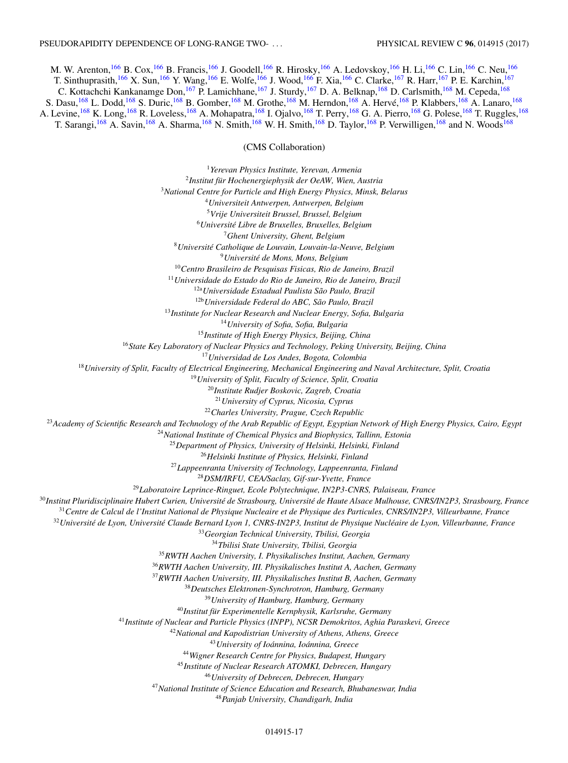M. W. Arenton,[166] B. Cox,[166] B. Francis,[166] J. Goodell,[166] R. Hirosky,[166] A. Ledovskoy,[166] H. Li,[166] C. Lin,[166] C. Neu,[166] T. Sinthuprasith,[166] X. Sun,[166] Y. Wang,[166] E. Wolfe,[166] J. Wood,[166] F. Xia,[166] C. Clarke,[167] R. Harr,[167] P. E. Karchin,[167] C. Kottachchi Kankanamge Don,[167] P. Lamichhane,[167] J. Sturdy,[167] D. A. Belknap,[168] D. Carlsmith,[168] M. Cepeda,[168] S. Dasu,[168] L. Dodd,[168] S. Duric,[168] B. Gomber,[168] M. Grothe,[168] M. Herndon,[168] A. Hervé,[168] P. Klabbers,[168] A. Lanaro,[168] A. Levine,[168] K. Long,[168] R. Loveless,[168] A. Mohapatra,[168] I. Ojalvo,[168] T. Perry,[168] G. A. Pierro,[168] G. Polese,[168] T. Ruggles,[168] T. Sarangi,[168] A. Savin,[168] A. Sharma,[168] N. Smith,[168] W. H. Smith,[168] D. Taylor,[168] P. Verwilligen,[168] and N. Woods[168]

(CMS Collaboration)

[1]*Yerevan Physics Institute, Yerevan, Armenia*
[2]*Institut für Hochenergiephysik der OeAW, Wien, Austria*
[3]*National Centre for Particle and High Energy Physics, Minsk, Belarus*
[4]*Universiteit Antwerpen, Antwerpen, Belgium*
[5]*Vrije Universiteit Brussel, Brussel, Belgium*
[6]*Université Libre de Bruxelles, Bruxelles, Belgium*
[7]*Ghent University, Ghent, Belgium*
[8]*Université Catholique de Louvain, Louvain-la-Neuve, Belgium*
[9]*Université de Mons, Mons, Belgium*
[10]*Centro Brasileiro de Pesquisas Fisicas, Rio de Janeiro, Brazil*
[11]*Universidade do Estado do Rio de Janeiro, Rio de Janeiro, Brazil*
[12a]*Universidade Estadual Paulista São Paulo, Brazil*
[12b]*Universidade Federal do ABC, São Paulo, Brazil*
[13]*Institute for Nuclear Research and Nuclear Energy, Sofia, Bulgaria*
[14]*University of Sofia, Sofia, Bulgaria*
[15]*Institute of High Energy Physics, Beijing, China*
[16]*State Key Laboratory of Nuclear Physics and Technology, Peking University, Beijing, China*
[17]*Universidad de Los Andes, Bogota, Colombia*
[18]*University of Split, Faculty of Electrical Engineering, Mechanical Engineering and Naval Architecture, Split, Croatia*
[19]*University of Split, Faculty of Science, Split, Croatia*
[20]*Institute Rudjer Boskovic, Zagreb, Croatia*
[21]*University of Cyprus, Nicosia, Cyprus*
[22]*Charles University, Prague, Czech Republic*
[23]*Academy of Scientific Research and Technology of the Arab Republic of Egypt, Egyptian Network of High Energy Physics, Cairo, Egypt*
[24]*National Institute of Chemical Physics and Biophysics, Tallinn, Estonia*
[25]*Department of Physics, University of Helsinki, Helsinki, Finland*
[26]*Helsinki Institute of Physics, Helsinki, Finland*
[27]*Lappeenranta University of Technology, Lappeenranta, Finland*
[28]*DSM/IRFU, CEA/Saclay, Gif-sur-Yvette, France*
[29]*Laboratoire Leprince-Ringuet, Ecole Polytechnique, IN2P3-CNRS, Palaiseau, France*
[30]*Institut Pluridisciplinaire Hubert Curien, Université de Strasbourg, Université de Haute Alsace Mulhouse, CNRS/IN2P3, Strasbourg, France*
[31]*Centre de Calcul de l'Institut National de Physique Nucleaire et de Physique des Particules, CNRS/IN2P3, Villeurbanne, France*
[32]*Université de Lyon, Université Claude Bernard Lyon 1, CNRS-IN2P3, Institut de Physique Nucléaire de Lyon, Villeurbanne, France*
[33]*Georgian Technical University, Tbilisi, Georgia*
[34]*Tbilisi State University, Tbilisi, Georgia*
[35]*RWTH Aachen University, I. Physikalisches Institut, Aachen, Germany*
[36]*RWTH Aachen University, III. Physikalisches Institut A, Aachen, Germany*
[37]*RWTH Aachen University, III. Physikalisches Institut B, Aachen, Germany*
[38]*Deutsches Elektronen-Synchrotron, Hamburg, Germany*
[39]*University of Hamburg, Hamburg, Germany*
[40]*Institut für Experimentelle Kernphysik, Karlsruhe, Germany*
[41]*Institute of Nuclear and Particle Physics (INPP), NCSR Demokritos, Aghia Paraskevi, Greece*
[42]*National and Kapodistrian University of Athens, Athens, Greece*
[43]*University of Ioánnina, Ioánnina, Greece*
[44]*Wigner Research Centre for Physics, Budapest, Hungary*
[45]*Institute of Nuclear Research ATOMKI, Debrecen, Hungary*
[46]*University of Debrecen, Debrecen, Hungary*
[47]*National Institute of Science Education and Research, Bhubaneswar, India*
[48]*Panjab University, Chandigarh, India*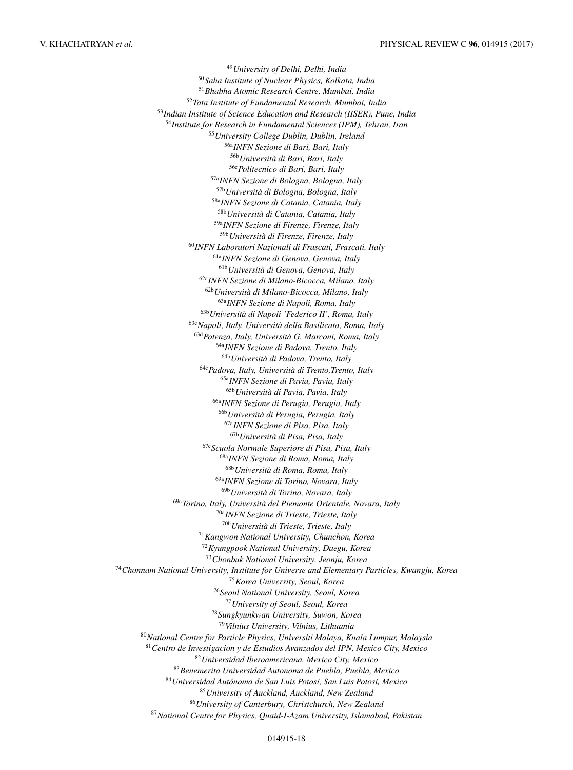[49]*University of Delhi, Delhi, India*

[50]*Saha Institute of Nuclear Physics, Kolkata, India*

[51]*Bhabha Atomic Research Centre, Mumbai, India*

[52]*Tata Institute of Fundamental Research, Mumbai, India*

[53]*Indian Institute of Science Education and Research (IISER), Pune, India*

[54]*Institute for Research in Fundamental Sciences (IPM), Tehran, Iran*

[55]*University College Dublin, Dublin, Ireland*

[56a]*INFN Sezione di Bari, Bari, Italy*

[56b]*Università di Bari, Bari, Italy*

[56c]*Politecnico di Bari, Bari, Italy*

[57a]*INFN Sezione di Bologna, Bologna, Italy*

[57b]*Università di Bologna, Bologna, Italy*

[58a]*INFN Sezione di Catania, Catania, Italy*

[58b]*Università di Catania, Catania, Italy*

[59a]*INFN Sezione di Firenze, Firenze, Italy*

[59b]*Università di Firenze, Firenze, Italy*

[60]*INFN Laboratori Nazionali di Frascati, Frascati, Italy*

[61a]*INFN Sezione di Genova, Genova, Italy*

[61b]*Università di Genova, Genova, Italy*

[62a]*INFN Sezione di Milano-Bicocca, Milano, Italy*

[62b]*Università di Milano-Bicocca, Milano, Italy*

[63a]*INFN Sezione di Napoli, Roma, Italy*

[63b]*Università di Napoli 'Federico II', Roma, Italy*

[63c]*Napoli, Italy, Università della Basilicata, Roma, Italy*

[63d]*Potenza, Italy, Università G. Marconi, Roma, Italy*

[64a]*INFN Sezione di Padova, Trento, Italy*

[64b]*Università di Padova, Trento, Italy*

[64c]*Padova, Italy, Università di Trento,Trento, Italy*

[65a]*INFN Sezione di Pavia, Pavia, Italy*

[65b]*Università di Pavia, Pavia, Italy*

[66a]*INFN Sezione di Perugia, Perugia, Italy*

[66b]*Università di Perugia, Perugia, Italy*

[67a]*INFN Sezione di Pisa, Pisa, Italy*

[67b]*Università di Pisa, Pisa, Italy*

[67c]*Scuola Normale Superiore di Pisa, Pisa, Italy*

[68a]*INFN Sezione di Roma, Roma, Italy*

[68b]*Università di Roma, Roma, Italy*

[69a]*INFN Sezione di Torino, Novara, Italy*

[69b]*Università di Torino, Novara, Italy*

[69c]*Torino, Italy, Università del Piemonte Orientale, Novara, Italy*

[70a]*INFN Sezione di Trieste, Trieste, Italy*

[70b]*Università di Trieste, Trieste, Italy*

[71]*Kangwon National University, Chunchon, Korea*

[72]*Kyungpook National University, Daegu, Korea*

[73]*Chonbuk National University, Jeonju, Korea*

[74]*Chonnam National University, Institute for Universe and Elementary Particles, Kwangju, Korea*

[75]*Korea University, Seoul, Korea*

[76]*Seoul National University, Seoul, Korea*

[77]*University of Seoul, Seoul, Korea*

[78]*Sungkyunkwan University, Suwon, Korea*

[79]*Vilnius University, Vilnius, Lithuania*

[80]*National Centre for Particle Physics, Universiti Malaya, Kuala Lumpur, Malaysia*

[81]*Centro de Investigacion y de Estudios Avanzados del IPN, Mexico City, Mexico*

[82]*Universidad Iberoamericana, Mexico City, Mexico*

[83]*Benemerita Universidad Autonoma de Puebla, Puebla, Mexico*

[84]*Universidad Autónoma de San Luis Potosí, San Luis Potosí, Mexico*

[85]*University of Auckland, Auckland, New Zealand*

[86]*University of Canterbury, Christchurch, New Zealand*

[87]*National Centre for Physics, Quaid-I-Azam University, Islamabad, Pakistan*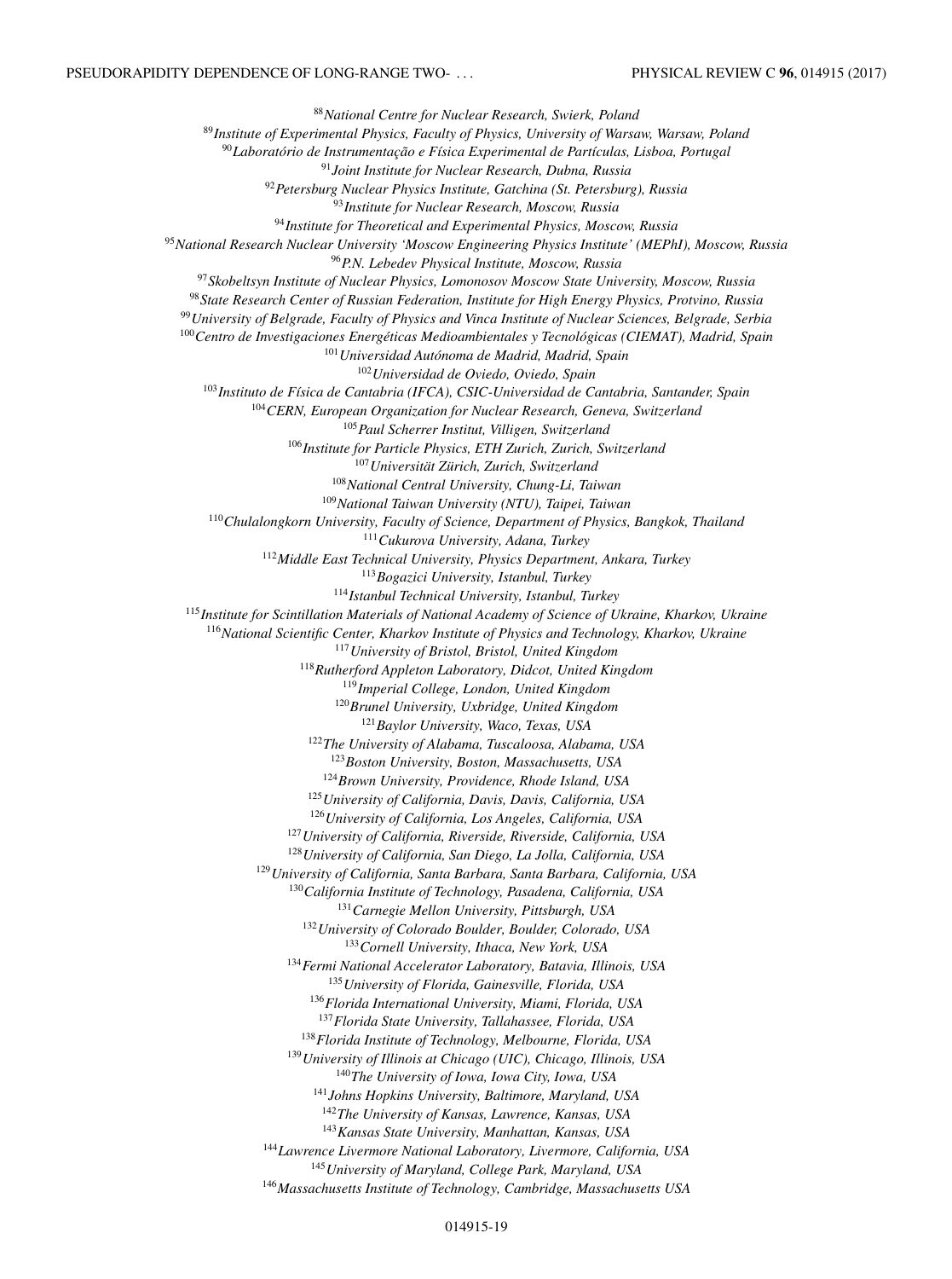[88]*National Centre for Nuclear Research, Swierk, Poland*
[89]*Institute of Experimental Physics, Faculty of Physics, University of Warsaw, Warsaw, Poland*
[90]*Laboratório de Instrumentação e Física Experimental de Partículas, Lisboa, Portugal*
[91]*Joint Institute for Nuclear Research, Dubna, Russia*
[92]*Petersburg Nuclear Physics Institute, Gatchina (St. Petersburg), Russia*
[93]*Institute for Nuclear Research, Moscow, Russia*
[94]*Institute for Theoretical and Experimental Physics, Moscow, Russia*
[95]*National Research Nuclear University 'Moscow Engineering Physics Institute' (MEPhI), Moscow, Russia*
[96]*P.N. Lebedev Physical Institute, Moscow, Russia*
[97]*Skobeltsyn Institute of Nuclear Physics, Lomonosov Moscow State University, Moscow, Russia*
[98]*State Research Center of Russian Federation, Institute for High Energy Physics, Protvino, Russia*
[99]*University of Belgrade, Faculty of Physics and Vinca Institute of Nuclear Sciences, Belgrade, Serbia*
[100]*Centro de Investigaciones Energéticas Medioambientales y Tecnológicas (CIEMAT), Madrid, Spain*
[101]*Universidad Autónoma de Madrid, Madrid, Spain*
[102]*Universidad de Oviedo, Oviedo, Spain*
[103]*Instituto de Física de Cantabria (IFCA), CSIC-Universidad de Cantabria, Santander, Spain*
[104]*CERN, European Organization for Nuclear Research, Geneva, Switzerland*
[105]*Paul Scherrer Institut, Villigen, Switzerland*
[106]*Institute for Particle Physics, ETH Zurich, Zurich, Switzerland*
[107]*Universität Zürich, Zurich, Switzerland*
[108]*National Central University, Chung-Li, Taiwan*
[109]*National Taiwan University (NTU), Taipei, Taiwan*
[110]*Chulalongkorn University, Faculty of Science, Department of Physics, Bangkok, Thailand*
[111]*Cukurova University, Adana, Turkey*
[112]*Middle East Technical University, Physics Department, Ankara, Turkey*
[113]*Bogazici University, Istanbul, Turkey*
[114]*Istanbul Technical University, Istanbul, Turkey*
[115]*Institute for Scintillation Materials of National Academy of Science of Ukraine, Kharkov, Ukraine*
[116]*National Scientific Center, Kharkov Institute of Physics and Technology, Kharkov, Ukraine*
[117]*University of Bristol, Bristol, United Kingdom*
[118]*Rutherford Appleton Laboratory, Didcot, United Kingdom*
[119]*Imperial College, London, United Kingdom*
[120]*Brunel University, Uxbridge, United Kingdom*
[121]*Baylor University, Waco, Texas, USA*
[122]*The University of Alabama, Tuscaloosa, Alabama, USA*
[123]*Boston University, Boston, Massachusetts, USA*
[124]*Brown University, Providence, Rhode Island, USA*
[125]*University of California, Davis, Davis, California, USA*
[126]*University of California, Los Angeles, California, USA*
[127]*University of California, Riverside, Riverside, California, USA*
[128]*University of California, San Diego, La Jolla, California, USA*
[129]*University of California, Santa Barbara, Santa Barbara, California, USA*
[130]*California Institute of Technology, Pasadena, California, USA*
[131]*Carnegie Mellon University, Pittsburgh, USA*
[132]*University of Colorado Boulder, Boulder, Colorado, USA*
[133]*Cornell University, Ithaca, New York, USA*
[134]*Fermi National Accelerator Laboratory, Batavia, Illinois, USA*
[135]*University of Florida, Gainesville, Florida, USA*
[136]*Florida International University, Miami, Florida, USA*
[137]*Florida State University, Tallahassee, Florida, USA*
[138]*Florida Institute of Technology, Melbourne, Florida, USA*
[139]*University of Illinois at Chicago (UIC), Chicago, Illinois, USA*
[140]*The University of Iowa, Iowa City, Iowa, USA*
[141]*Johns Hopkins University, Baltimore, Maryland, USA*
[142]*The University of Kansas, Lawrence, Kansas, USA*
[143]*Kansas State University, Manhattan, Kansas, USA*
[144]*Lawrence Livermore National Laboratory, Livermore, California, USA*
[145]*University of Maryland, College Park, Maryland, USA*
[146]*Massachusetts Institute of Technology, Cambridge, Massachusetts USA*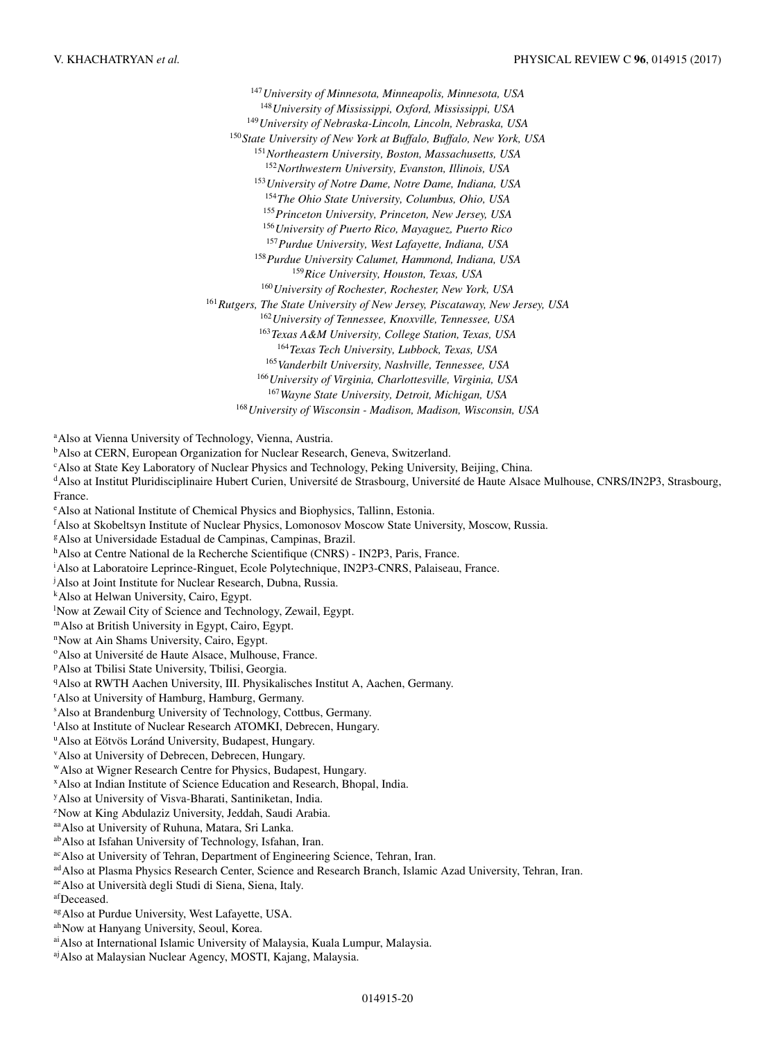[147]*University of Minnesota, Minneapolis, Minnesota, USA*
[148]*University of Mississippi, Oxford, Mississippi, USA*
[149]*University of Nebraska-Lincoln, Lincoln, Nebraska, USA*
[150]*State University of New York at Buffalo, Buffalo, New York, USA*
[151]*Northeastern University, Boston, Massachusetts, USA*
[152]*Northwestern University, Evanston, Illinois, USA*
[153]*University of Notre Dame, Notre Dame, Indiana, USA*
[154]*The Ohio State University, Columbus, Ohio, USA*
[155]*Princeton University, Princeton, New Jersey, USA*
[156]*University of Puerto Rico, Mayaguez, Puerto Rico*
[157]*Purdue University, West Lafayette, Indiana, USA*
[158]*Purdue University Calumet, Hammond, Indiana, USA*
[159]*Rice University, Houston, Texas, USA*
[160]*University of Rochester, Rochester, New York, USA*
[161]*Rutgers, The State University of New Jersey, Piscataway, New Jersey, USA*
[162]*University of Tennessee, Knoxville, Tennessee, USA*
[163]*Texas A&M University, College Station, Texas, USA*
[164]*Texas Tech University, Lubbock, Texas, USA*
[165]*Vanderbilt University, Nashville, Tennessee, USA*
[166]*University of Virginia, Charlottesville, Virginia, USA*
[167]*Wayne State University, Detroit, Michigan, USA*
[168]*University of Wisconsin - Madison, Madison, Wisconsin, USA*

[a]Also at Vienna University of Technology, Vienna, Austria.
[b]Also at CERN, European Organization for Nuclear Research, Geneva, Switzerland.
[c]Also at State Key Laboratory of Nuclear Physics and Technology, Peking University, Beijing, China.
[d]Also at Institut Pluridisciplinaire Hubert Curien, Université de Strasbourg, Université de Haute Alsace Mulhouse, CNRS/IN2P3, Strasbourg, France.
[e]Also at National Institute of Chemical Physics and Biophysics, Tallinn, Estonia.
[f]Also at Skobeltsyn Institute of Nuclear Physics, Lomonosov Moscow State University, Moscow, Russia.
[g]Also at Universidade Estadual de Campinas, Campinas, Brazil.
[h]Also at Centre National de la Recherche Scientifique (CNRS) - IN2P3, Paris, France.
[i]Also at Laboratoire Leprince-Ringuet, Ecole Polytechnique, IN2P3-CNRS, Palaiseau, France.
[j]Also at Joint Institute for Nuclear Research, Dubna, Russia.
[k]Also at Helwan University, Cairo, Egypt.
[l]Now at Zewail City of Science and Technology, Zewail, Egypt.
[m]Also at British University in Egypt, Cairo, Egypt.
[n]Now at Ain Shams University, Cairo, Egypt.
[o]Also at Université de Haute Alsace, Mulhouse, France.
[p]Also at Tbilisi State University, Tbilisi, Georgia.
[q]Also at RWTH Aachen University, III. Physikalisches Institut A, Aachen, Germany.
[r]Also at University of Hamburg, Hamburg, Germany.
[s]Also at Brandenburg University of Technology, Cottbus, Germany.
[t]Also at Institute of Nuclear Research ATOMKI, Debrecen, Hungary.
[u]Also at Eötvös Loránd University, Budapest, Hungary.
[v]Also at University of Debrecen, Debrecen, Hungary.
[w]Also at Wigner Research Centre for Physics, Budapest, Hungary.
[x]Also at Indian Institute of Science Education and Research, Bhopal, India.
[y]Also at University of Visva-Bharati, Santiniketan, India.
[z]Now at King Abdulaziz University, Jeddah, Saudi Arabia.
[aa]Also at University of Ruhuna, Matara, Sri Lanka.
[ab]Also at Isfahan University of Technology, Isfahan, Iran.
[ac]Also at University of Tehran, Department of Engineering Science, Tehran, Iran.
[ad]Also at Plasma Physics Research Center, Science and Research Branch, Islamic Azad University, Tehran, Iran.
[ae]Also at Università degli Studi di Siena, Siena, Italy.
[af]Deceased.
[ag]Also at Purdue University, West Lafayette, USA.
[ah]Now at Hanyang University, Seoul, Korea.
[ai]Also at International Islamic University of Malaysia, Kuala Lumpur, Malaysia.
[aj]Also at Malaysian Nuclear Agency, MOSTI, Kajang, Malaysia.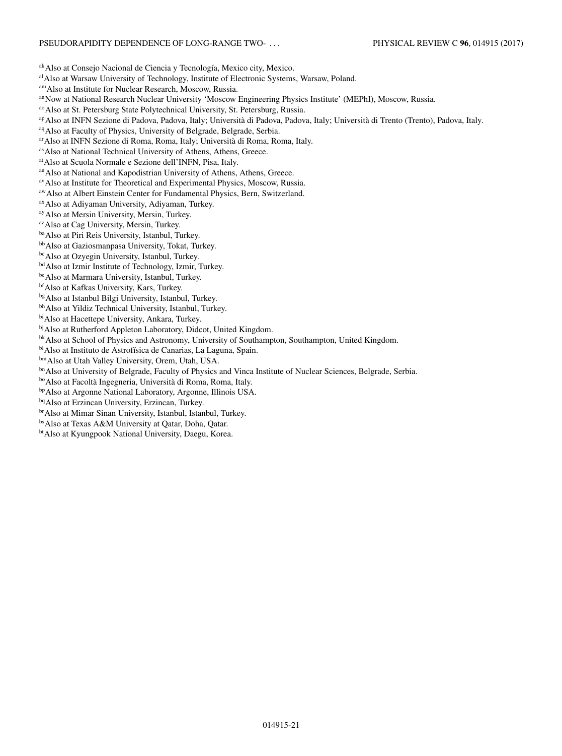[ak]Also at Consejo Nacional de Ciencia y Tecnología, Mexico city, Mexico.
[al]Also at Warsaw University of Technology, Institute of Electronic Systems, Warsaw, Poland.
[am]Also at Institute for Nuclear Research, Moscow, Russia.
[an]Now at National Research Nuclear University 'Moscow Engineering Physics Institute' (MEPhI), Moscow, Russia.
[ao]Also at St. Petersburg State Polytechnical University, St. Petersburg, Russia.
[ap]Also at INFN Sezione di Padova, Padova, Italy; Università di Padova, Padova, Italy; Università di Trento (Trento), Padova, Italy.
[aq]Also at Faculty of Physics, University of Belgrade, Belgrade, Serbia.
[ar]Also at INFN Sezione di Roma, Roma, Italy; Università di Roma, Roma, Italy.
[as]Also at National Technical University of Athens, Athens, Greece.
[at]Also at Scuola Normale e Sezione dell'INFN, Pisa, Italy.
[au]Also at National and Kapodistrian University of Athens, Athens, Greece.
[av]Also at Institute for Theoretical and Experimental Physics, Moscow, Russia.
[aw]Also at Albert Einstein Center for Fundamental Physics, Bern, Switzerland.
[ax]Also at Adiyaman University, Adiyaman, Turkey.
[ay]Also at Mersin University, Mersin, Turkey.
[az]Also at Cag University, Mersin, Turkey.
[ba]Also at Piri Reis University, Istanbul, Turkey.
[bb]Also at Gaziosmanpasa University, Tokat, Turkey.
[bc]Also at Ozyegin University, Istanbul, Turkey.
[bd]Also at Izmir Institute of Technology, Izmir, Turkey.
[be]Also at Marmara University, Istanbul, Turkey.
[bf]Also at Kafkas University, Kars, Turkey.
[bg]Also at Istanbul Bilgi University, Istanbul, Turkey.
[bh]Also at Yildiz Technical University, Istanbul, Turkey.
[bi]Also at Hacettepe University, Ankara, Turkey.
[bj]Also at Rutherford Appleton Laboratory, Didcot, United Kingdom.
[bk]Also at School of Physics and Astronomy, University of Southampton, Southampton, United Kingdom.
[bl]Also at Instituto de Astrofísica de Canarias, La Laguna, Spain.
[bm]Also at Utah Valley University, Orem, Utah, USA.
[bn]Also at University of Belgrade, Faculty of Physics and Vinca Institute of Nuclear Sciences, Belgrade, Serbia.
[bo]Also at Facoltà Ingegneria, Università di Roma, Roma, Italy.
[bp]Also at Argonne National Laboratory, Argonne, Illinois USA.
[bq]Also at Erzincan University, Erzincan, Turkey.
[br]Also at Mimar Sinan University, Istanbul, Istanbul, Turkey.
[bs]Also at Texas A&M University at Qatar, Doha, Qatar.
[bt]Also at Kyungpook National University, Daegu, Korea.